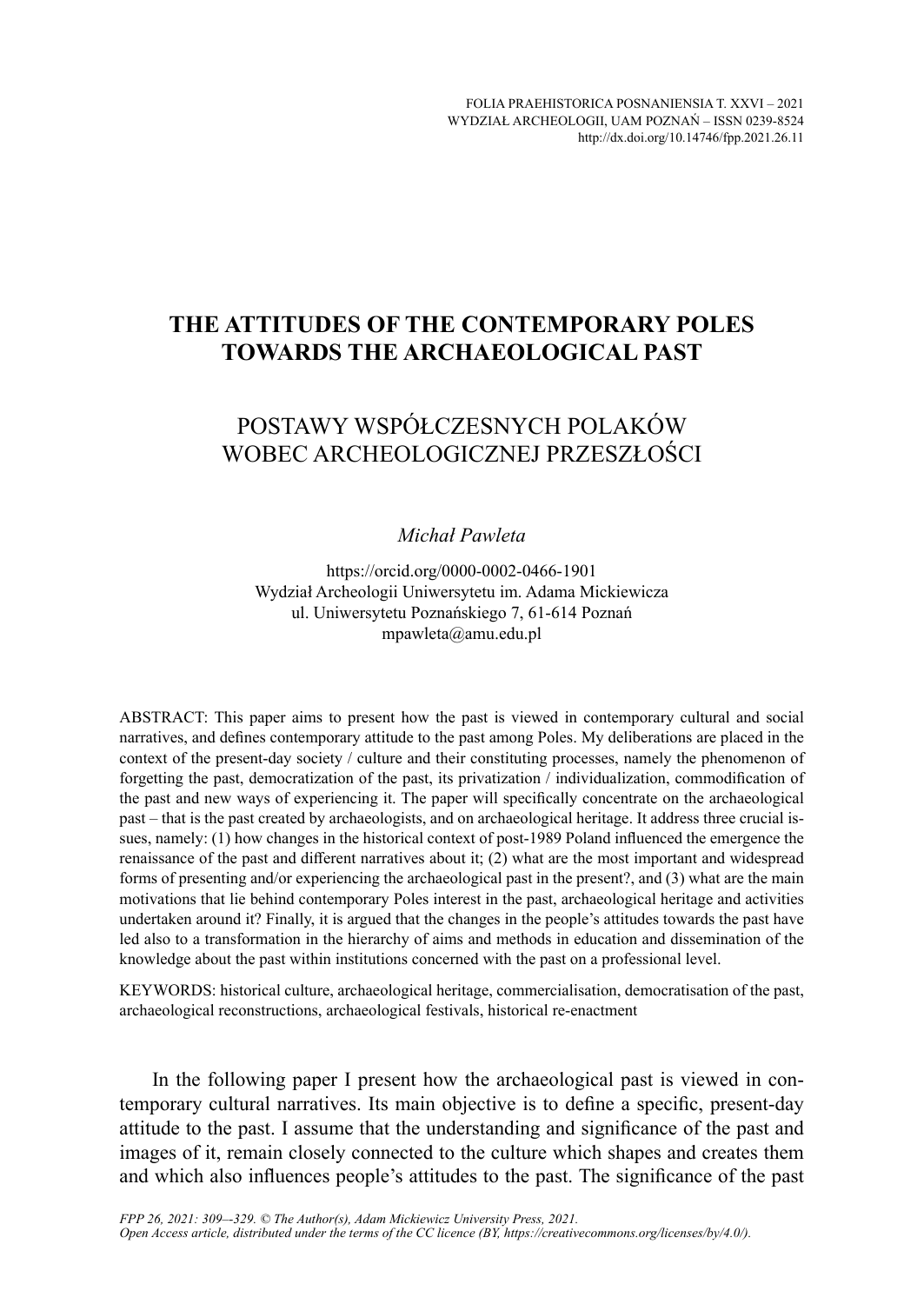# THE ATTITUDES OF THE CONTEMPORARY POLES TOWARDS THE ARCHAEOLOGICAL PAST

## POSTAWY WSPÓŁCZESNYCH POLAKÓW WOBEC ARCHEOLOGICZNEJ PRZESZŁOŚCI

*Michał Pawleta*

https://orcid.org/0000-0002-0466-1901
Wydział Archeologii Uniwersytetu im. Adama Mickiewicza
ul. Uniwersytetu Poznańskiego 7, 61-614 Poznań
mpawleta@amu.edu.pl

ABSTRACT: This paper aims to present how the past is viewed in contemporary cultural and social narratives, and defines contemporary attitude to the past among Poles. My deliberations are placed in the context of the present-day society / culture and their constituting processes, namely the phenomenon of forgetting the past, democratization of the past, its privatization / individualization, commodification of the past and new ways of experiencing it. The paper will specifically concentrate on the archaeological past – that is the past created by archaeologists, and on archaeological heritage. It address three crucial issues, namely: (1) how changes in the historical context of post-1989 Poland influenced the emergence the renaissance of the past and different narratives about it; (2) what are the most important and widespread forms of presenting and/or experiencing the archaeological past in the present?, and (3) what are the main motivations that lie behind contemporary Poles interest in the past, archaeological heritage and activities undertaken around it? Finally, it is argued that the changes in the people's attitudes towards the past have led also to a transformation in the hierarchy of aims and methods in education and dissemination of the knowledge about the past within institutions concerned with the past on a professional level.

KEYWORDS: historical culture, archaeological heritage, commercialisation, democratisation of the past, archaeological reconstructions, archaeological festivals, historical re-enactment

In the following paper I present how the archaeological past is viewed in contemporary cultural narratives. Its main objective is to define a specific, present-day attitude to the past. I assume that the understanding and significance of the past and images of it, remain closely connected to the culture which shapes and creates them and which also influences people's attitudes to the past. The significance of the past

*FPP 26, 2021: 309–-329. © The Author(s), Adam Mickiewicz University Press, 2021.*
*Open Access article, distributed under the terms of the CC licence (BY, https://creativecommons.org/licenses/by/4.0/).*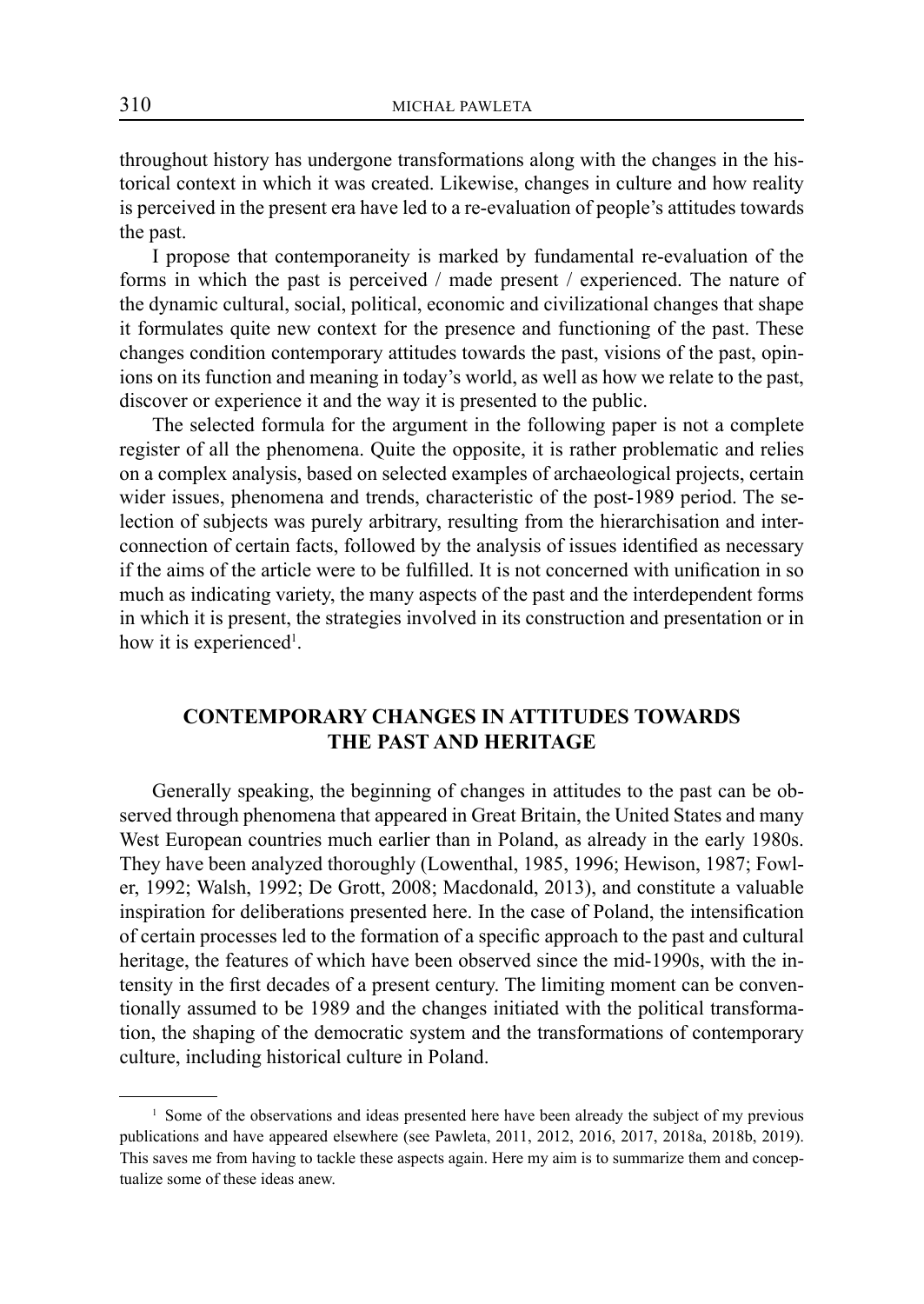throughout history has undergone transformations along with the changes in the historical context in which it was created. Likewise, changes in culture and how reality is perceived in the present era have led to a re-evaluation of people's attitudes towards the past.

I propose that contemporaneity is marked by fundamental re-evaluation of the forms in which the past is perceived / made present / experienced. The nature of the dynamic cultural, social, political, economic and civilizational changes that shape it formulates quite new context for the presence and functioning of the past. These changes condition contemporary attitudes towards the past, visions of the past, opinions on its function and meaning in today's world, as well as how we relate to the past, discover or experience it and the way it is presented to the public.

The selected formula for the argument in the following paper is not a complete register of all the phenomena. Quite the opposite, it is rather problematic and relies on a complex analysis, based on selected examples of archaeological projects, certain wider issues, phenomena and trends, characteristic of the post-1989 period. The selection of subjects was purely arbitrary, resulting from the hierarchisation and interconnection of certain facts, followed by the analysis of issues identified as necessary if the aims of the article were to be fulfilled. It is not concerned with unification in so much as indicating variety, the many aspects of the past and the interdependent forms in which it is present, the strategies involved in its construction and presentation or in how it is experienced[1].

## CONTEMPORARY CHANGES IN ATTITUDES TOWARDS THE PAST AND HERITAGE

Generally speaking, the beginning of changes in attitudes to the past can be observed through phenomena that appeared in Great Britain, the United States and many West European countries much earlier than in Poland, as already in the early 1980s. They have been analyzed thoroughly (Lowenthal, 1985, 1996; Hewison, 1987; Fowler, 1992; Walsh, 1992; De Grott, 2008; Macdonald, 2013), and constitute a valuable inspiration for deliberations presented here. In the case of Poland, the intensification of certain processes led to the formation of a specific approach to the past and cultural heritage, the features of which have been observed since the mid-1990s, with the intensity in the first decades of a present century. The limiting moment can be conventionally assumed to be 1989 and the changes initiated with the political transformation, the shaping of the democratic system and the transformations of contemporary culture, including historical culture in Poland.

[1] Some of the observations and ideas presented here have been already the subject of my previous publications and have appeared elsewhere (see Pawleta, 2011, 2012, 2016, 2017, 2018a, 2018b, 2019). This saves me from having to tackle these aspects again. Here my aim is to summarize them and conceptualize some of these ideas anew.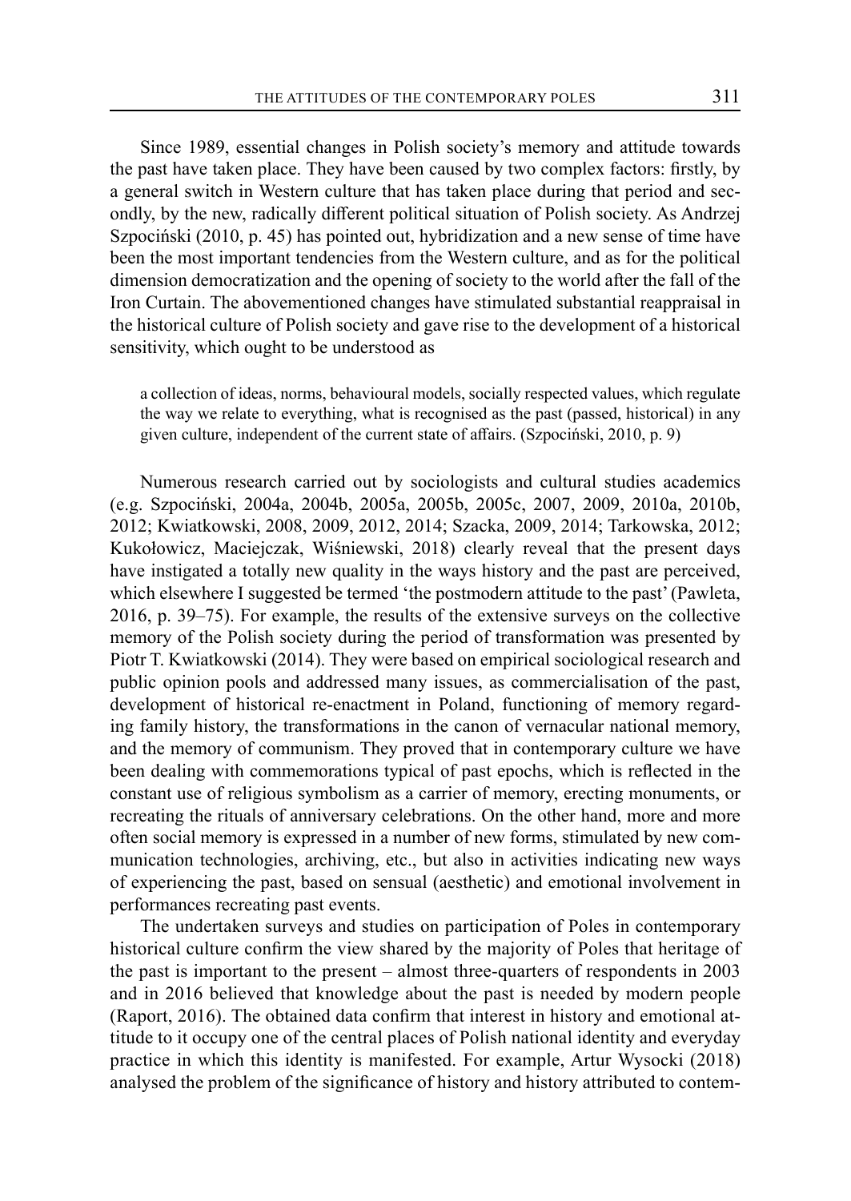Since 1989, essential changes in Polish society's memory and attitude towards the past have taken place. They have been caused by two complex factors: firstly, by a general switch in Western culture that has taken place during that period and secondly, by the new, radically different political situation of Polish society. As Andrzej Szpociński (2010, p. 45) has pointed out, hybridization and a new sense of time have been the most important tendencies from the Western culture, and as for the political dimension democratization and the opening of society to the world after the fall of the Iron Curtain. The abovementioned changes have stimulated substantial reappraisal in the historical culture of Polish society and gave rise to the development of a historical sensitivity, which ought to be understood as

> a collection of ideas, norms, behavioural models, socially respected values, which regulate the way we relate to everything, what is recognised as the past (passed, historical) in any given culture, independent of the current state of affairs. (Szpociński, 2010, p. 9)

Numerous research carried out by sociologists and cultural studies academics (e.g. Szpociński, 2004a, 2004b, 2005a, 2005b, 2005c, 2007, 2009, 2010a, 2010b, 2012; Kwiatkowski, 2008, 2009, 2012, 2014; Szacka, 2009, 2014; Tarkowska, 2012; Kukołowicz, Maciejczak, Wiśniewski, 2018) clearly reveal that the present days have instigated a totally new quality in the ways history and the past are perceived, which elsewhere I suggested be termed 'the postmodern attitude to the past' (Pawleta, 2016, p. 39–75). For example, the results of the extensive surveys on the collective memory of the Polish society during the period of transformation was presented by Piotr T. Kwiatkowski (2014). They were based on empirical sociological research and public opinion pools and addressed many issues, as commercialisation of the past, development of historical re-enactment in Poland, functioning of memory regarding family history, the transformations in the canon of vernacular national memory, and the memory of communism. They proved that in contemporary culture we have been dealing with commemorations typical of past epochs, which is reflected in the constant use of religious symbolism as a carrier of memory, erecting monuments, or recreating the rituals of anniversary celebrations. On the other hand, more and more often social memory is expressed in a number of new forms, stimulated by new communication technologies, archiving, etc., but also in activities indicating new ways of experiencing the past, based on sensual (aesthetic) and emotional involvement in performances recreating past events.

The undertaken surveys and studies on participation of Poles in contemporary historical culture confirm the view shared by the majority of Poles that heritage of the past is important to the present – almost three-quarters of respondents in 2003 and in 2016 believed that knowledge about the past is needed by modern people (Raport, 2016). The obtained data confirm that interest in history and emotional attitude to it occupy one of the central places of Polish national identity and everyday practice in which this identity is manifested. For example, Artur Wysocki (2018) analysed the problem of the significance of history and history attributed to contem-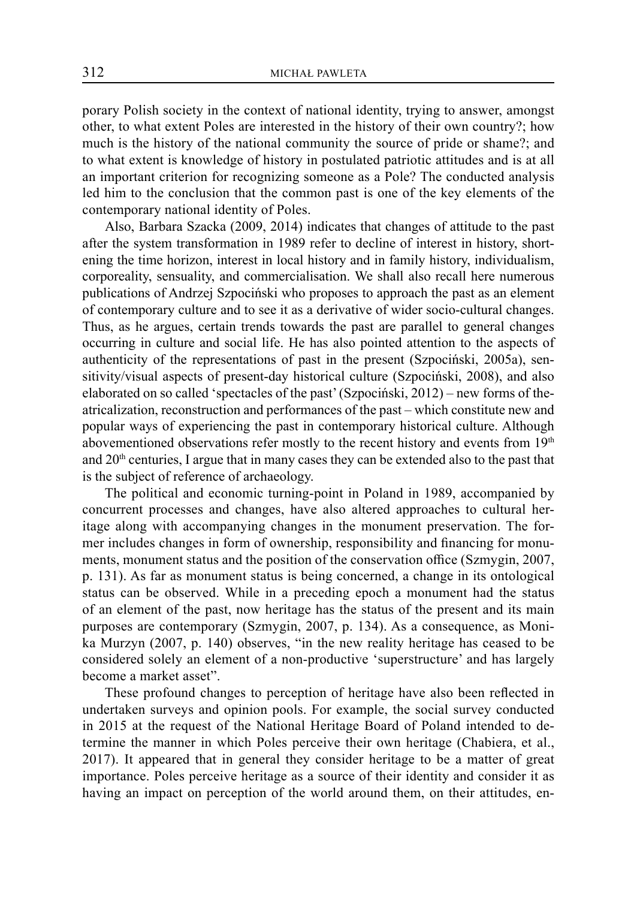porary Polish society in the context of national identity, trying to answer, amongst other, to what extent Poles are interested in the history of their own country?; how much is the history of the national community the source of pride or shame?; and to what extent is knowledge of history in postulated patriotic attitudes and is at all an important criterion for recognizing someone as a Pole? The conducted analysis led him to the conclusion that the common past is one of the key elements of the contemporary national identity of Poles.

Also, Barbara Szacka (2009, 2014) indicates that changes of attitude to the past after the system transformation in 1989 refer to decline of interest in history, shortening the time horizon, interest in local history and in family history, individualism, corporeality, sensuality, and commercialisation. We shall also recall here numerous publications of Andrzej Szpociński who proposes to approach the past as an element of contemporary culture and to see it as a derivative of wider socio-cultural changes. Thus, as he argues, certain trends towards the past are parallel to general changes occurring in culture and social life. He has also pointed attention to the aspects of authenticity of the representations of past in the present (Szpociński, 2005a), sensitivity/visual aspects of present-day historical culture (Szpociński, 2008), and also elaborated on so called 'spectacles of the past' (Szpociński, 2012) – new forms of theatricalization, reconstruction and performances of the past – which constitute new and popular ways of experiencing the past in contemporary historical culture. Although abovementioned observations refer mostly to the recent history and events from 19th and 20th centuries, I argue that in many cases they can be extended also to the past that is the subject of reference of archaeology.

The political and economic turning-point in Poland in 1989, accompanied by concurrent processes and changes, have also altered approaches to cultural heritage along with accompanying changes in the monument preservation. The former includes changes in form of ownership, responsibility and financing for monuments, monument status and the position of the conservation office (Szmygin, 2007, p. 131). As far as monument status is being concerned, a change in its ontological status can be observed. While in a preceding epoch a monument had the status of an element of the past, now heritage has the status of the present and its main purposes are contemporary (Szmygin, 2007, p. 134). As a consequence, as Monika Murzyn (2007, p. 140) observes, "in the new reality heritage has ceased to be considered solely an element of a non-productive 'superstructure' and has largely become a market asset".

These profound changes to perception of heritage have also been reflected in undertaken surveys and opinion pools. For example, the social survey conducted in 2015 at the request of the National Heritage Board of Poland intended to determine the manner in which Poles perceive their own heritage (Chabiera, et al., 2017). It appeared that in general they consider heritage to be a matter of great importance. Poles perceive heritage as a source of their identity and consider it as having an impact on perception of the world around them, on their attitudes, en-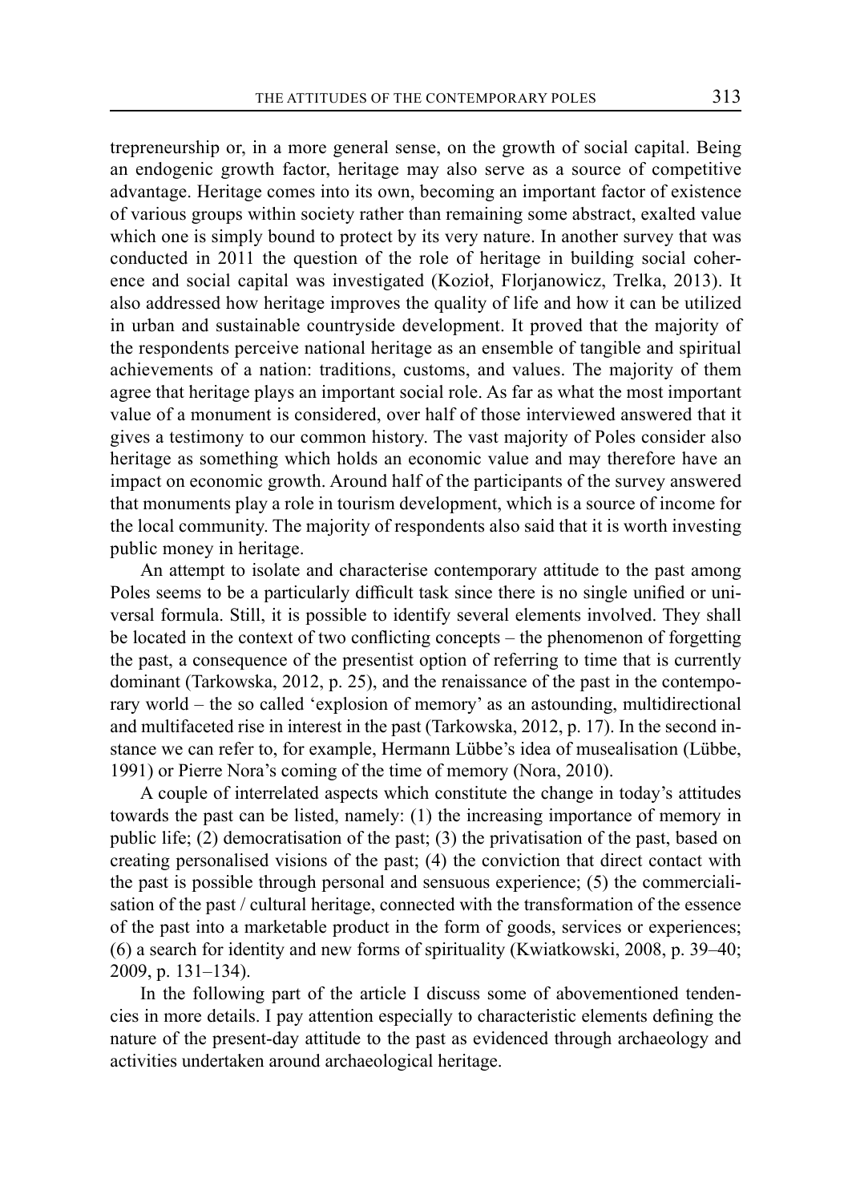trepreneurship or, in a more general sense, on the growth of social capital. Being an endogenic growth factor, heritage may also serve as a source of competitive advantage. Heritage comes into its own, becoming an important factor of existence of various groups within society rather than remaining some abstract, exalted value which one is simply bound to protect by its very nature. In another survey that was conducted in 2011 the question of the role of heritage in building social coherence and social capital was investigated (Kozioł, Florjanowicz, Trelka, 2013). It also addressed how heritage improves the quality of life and how it can be utilized in urban and sustainable countryside development. It proved that the majority of the respondents perceive national heritage as an ensemble of tangible and spiritual achievements of a nation: traditions, customs, and values. The majority of them agree that heritage plays an important social role. As far as what the most important value of a monument is considered, over half of those interviewed answered that it gives a testimony to our common history. The vast majority of Poles consider also heritage as something which holds an economic value and may therefore have an impact on economic growth. Around half of the participants of the survey answered that monuments play a role in tourism development, which is a source of income for the local community. The majority of respondents also said that it is worth investing public money in heritage.

An attempt to isolate and characterise contemporary attitude to the past among Poles seems to be a particularly difficult task since there is no single unified or universal formula. Still, it is possible to identify several elements involved. They shall be located in the context of two conflicting concepts – the phenomenon of forgetting the past, a consequence of the presentist option of referring to time that is currently dominant (Tarkowska, 2012, p. 25), and the renaissance of the past in the contemporary world – the so called 'explosion of memory' as an astounding, multidirectional and multifaceted rise in interest in the past (Tarkowska, 2012, p. 17). In the second instance we can refer to, for example, Hermann Lübbe's idea of musealisation (Lübbe, 1991) or Pierre Nora's coming of the time of memory (Nora, 2010).

A couple of interrelated aspects which constitute the change in today's attitudes towards the past can be listed, namely: (1) the increasing importance of memory in public life; (2) democratisation of the past; (3) the privatisation of the past, based on creating personalised visions of the past; (4) the conviction that direct contact with the past is possible through personal and sensuous experience; (5) the commercialisation of the past / cultural heritage, connected with the transformation of the essence of the past into a marketable product in the form of goods, services or experiences; (6) a search for identity and new forms of spirituality (Kwiatkowski, 2008, p. 39–40; 2009, p. 131–134).

In the following part of the article I discuss some of abovementioned tendencies in more details. I pay attention especially to characteristic elements defining the nature of the present-day attitude to the past as evidenced through archaeology and activities undertaken around archaeological heritage.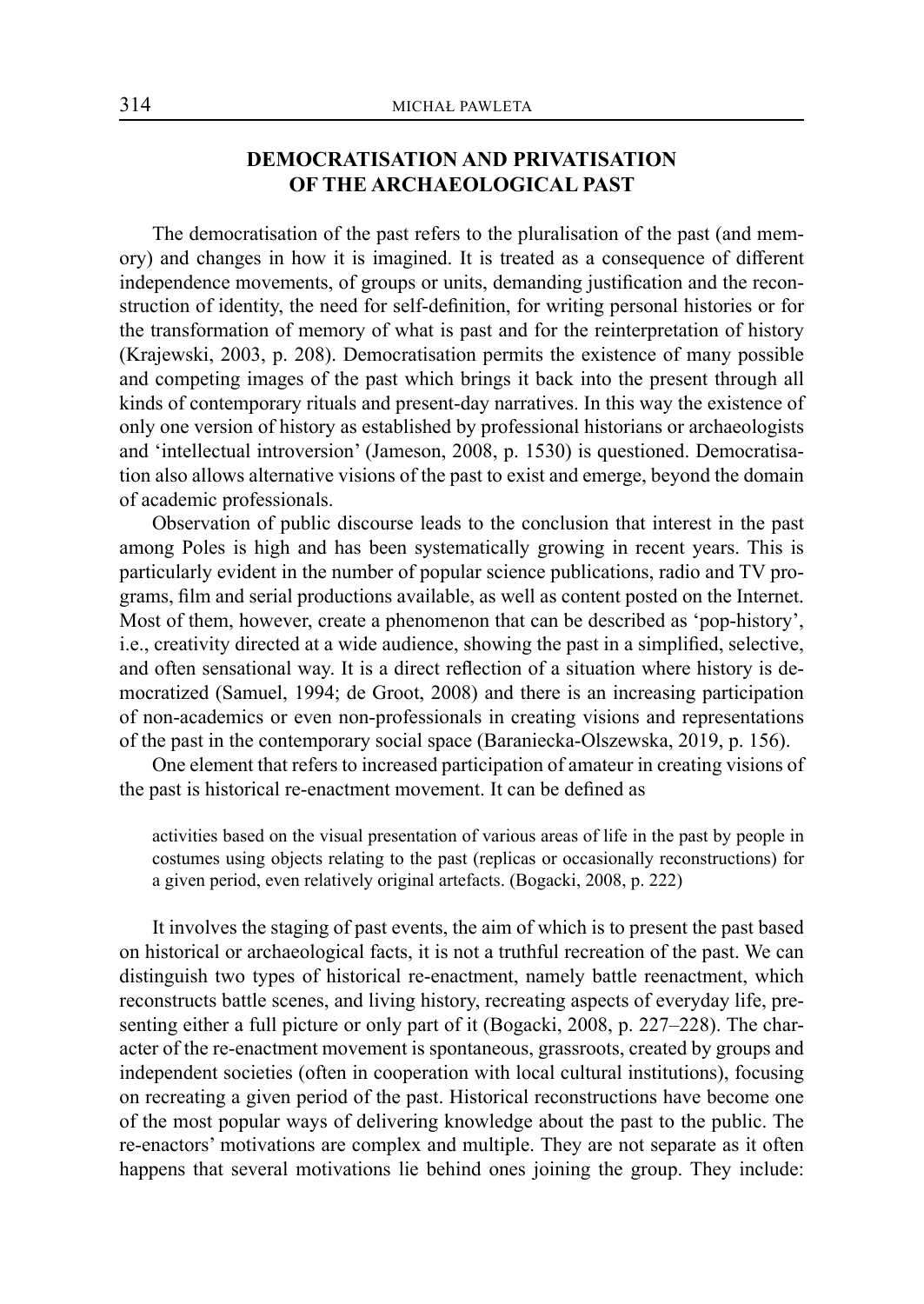## DEMOCRATISATION AND PRIVATISATION OF THE ARCHAEOLOGICAL PAST

The democratisation of the past refers to the pluralisation of the past (and memory) and changes in how it is imagined. It is treated as a consequence of different independence movements, of groups or units, demanding justification and the reconstruction of identity, the need for self-definition, for writing personal histories or for the transformation of memory of what is past and for the reinterpretation of history (Krajewski, 2003, p. 208). Democratisation permits the existence of many possible and competing images of the past which brings it back into the present through all kinds of contemporary rituals and present-day narratives. In this way the existence of only one version of history as established by professional historians or archaeologists and 'intellectual introversion' (Jameson, 2008, p. 1530) is questioned. Democratisation also allows alternative visions of the past to exist and emerge, beyond the domain of academic professionals.

Observation of public discourse leads to the conclusion that interest in the past among Poles is high and has been systematically growing in recent years. This is particularly evident in the number of popular science publications, radio and TV programs, film and serial productions available, as well as content posted on the Internet. Most of them, however, create a phenomenon that can be described as 'pop-history', i.e., creativity directed at a wide audience, showing the past in a simplified, selective, and often sensational way. It is a direct reflection of a situation where history is democratized (Samuel, 1994; de Groot, 2008) and there is an increasing participation of non-academics or even non-professionals in creating visions and representations of the past in the contemporary social space (Baraniecka-Olszewska, 2019, p. 156).

One element that refers to increased participation of amateur in creating visions of the past is historical re-enactment movement. It can be defined as

> activities based on the visual presentation of various areas of life in the past by people in costumes using objects relating to the past (replicas or occasionally reconstructions) for a given period, even relatively original artefacts. (Bogacki, 2008, p. 222)

It involves the staging of past events, the aim of which is to present the past based on historical or archaeological facts, it is not a truthful recreation of the past. We can distinguish two types of historical re-enactment, namely battle reenactment, which reconstructs battle scenes, and living history, recreating aspects of everyday life, presenting either a full picture or only part of it (Bogacki, 2008, p. 227–228). The character of the re-enactment movement is spontaneous, grassroots, created by groups and independent societies (often in cooperation with local cultural institutions), focusing on recreating a given period of the past. Historical reconstructions have become one of the most popular ways of delivering knowledge about the past to the public. The re-enactors' motivations are complex and multiple. They are not separate as it often happens that several motivations lie behind ones joining the group. They include: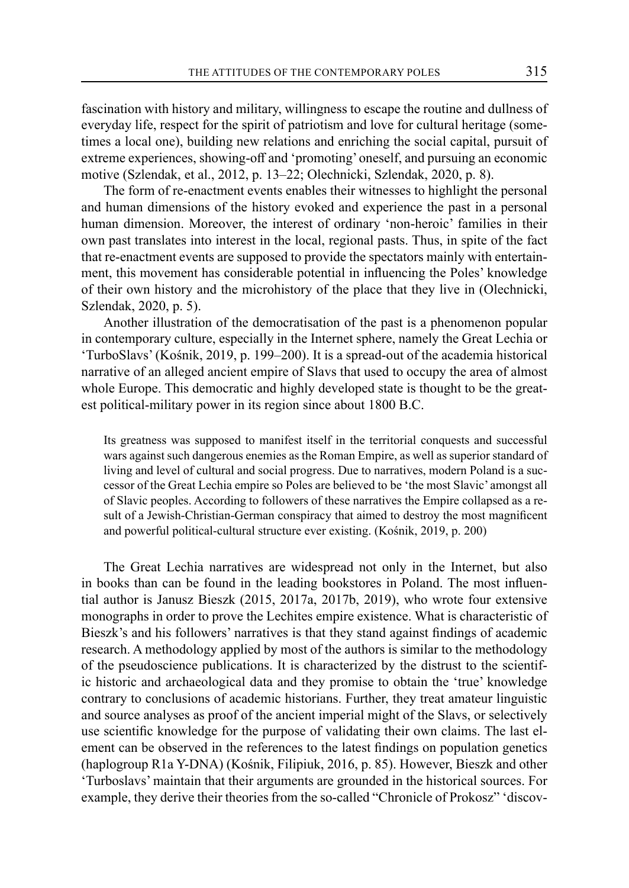fascination with history and military, willingness to escape the routine and dullness of everyday life, respect for the spirit of patriotism and love for cultural heritage (sometimes a local one), building new relations and enriching the social capital, pursuit of extreme experiences, showing-off and 'promoting' oneself, and pursuing an economic motive (Szlendak, et al., 2012, p. 13–22; Olechnicki, Szlendak, 2020, p. 8).

The form of re-enactment events enables their witnesses to highlight the personal and human dimensions of the history evoked and experience the past in a personal human dimension. Moreover, the interest of ordinary 'non-heroic' families in their own past translates into interest in the local, regional pasts. Thus, in spite of the fact that re-enactment events are supposed to provide the spectators mainly with entertainment, this movement has considerable potential in influencing the Poles' knowledge of their own history and the microhistory of the place that they live in (Olechnicki, Szlendak, 2020, p. 5).

Another illustration of the democratisation of the past is a phenomenon popular in contemporary culture, especially in the Internet sphere, namely the Great Lechia or 'TurboSlavs' (Kośnik, 2019, p. 199–200). It is a spread-out of the academia historical narrative of an alleged ancient empire of Slavs that used to occupy the area of almost whole Europe. This democratic and highly developed state is thought to be the greatest political-military power in its region since about 1800 B.C.

> Its greatness was supposed to manifest itself in the territorial conquests and successful wars against such dangerous enemies as the Roman Empire, as well as superior standard of living and level of cultural and social progress. Due to narratives, modern Poland is a successor of the Great Lechia empire so Poles are believed to be 'the most Slavic' amongst all of Slavic peoples. According to followers of these narratives the Empire collapsed as a result of a Jewish-Christian-German conspiracy that aimed to destroy the most magnificent and powerful political-cultural structure ever existing. (Kośnik, 2019, p. 200)

The Great Lechia narratives are widespread not only in the Internet, but also in books than can be found in the leading bookstores in Poland. The most influential author is Janusz Bieszk (2015, 2017a, 2017b, 2019), who wrote four extensive monographs in order to prove the Lechites empire existence. What is characteristic of Bieszk's and his followers' narratives is that they stand against findings of academic research. A methodology applied by most of the authors is similar to the methodology of the pseudoscience publications. It is characterized by the distrust to the scientific historic and archaeological data and they promise to obtain the 'true' knowledge contrary to conclusions of academic historians. Further, they treat amateur linguistic and source analyses as proof of the ancient imperial might of the Slavs, or selectively use scientific knowledge for the purpose of validating their own claims. The last element can be observed in the references to the latest findings on population genetics (haplogroup R1a Y-DNA) (Kośnik, Filipiuk, 2016, p. 85). However, Bieszk and other 'Turboslavs' maintain that their arguments are grounded in the historical sources. For example, they derive their theories from the so-called "Chronicle of Prokosz" 'discov-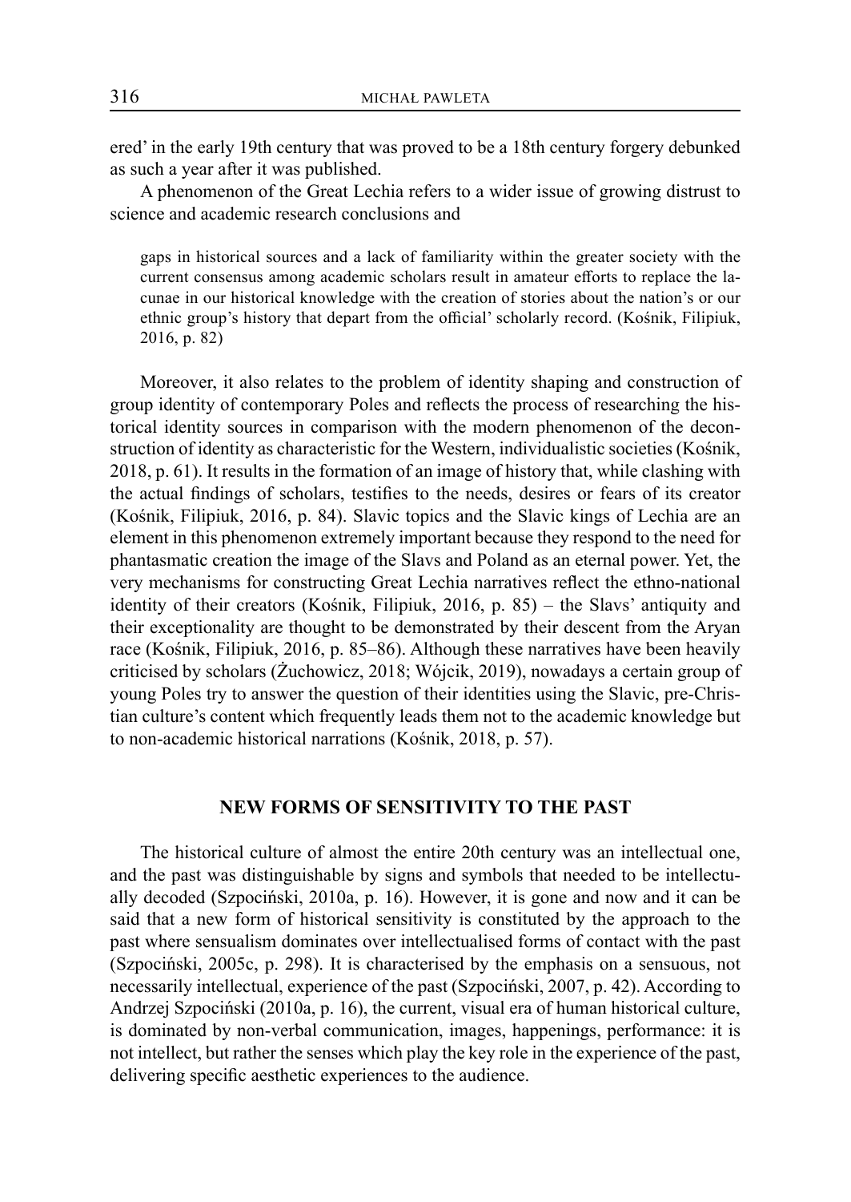ered' in the early 19th century that was proved to be a 18th century forgery debunked as such a year after it was published.

A phenomenon of the Great Lechia refers to a wider issue of growing distrust to science and academic research conclusions and

> gaps in historical sources and a lack of familiarity within the greater society with the current consensus among academic scholars result in amateur efforts to replace the lacunae in our historical knowledge with the creation of stories about the nation's or our ethnic group's history that depart from the official' scholarly record. (Kośnik, Filipiuk, 2016, p. 82)

Moreover, it also relates to the problem of identity shaping and construction of group identity of contemporary Poles and reflects the process of researching the historical identity sources in comparison with the modern phenomenon of the deconstruction of identity as characteristic for the Western, individualistic societies (Kośnik, 2018, p. 61). It results in the formation of an image of history that, while clashing with the actual findings of scholars, testifies to the needs, desires or fears of its creator (Kośnik, Filipiuk, 2016, p. 84). Slavic topics and the Slavic kings of Lechia are an element in this phenomenon extremely important because they respond to the need for phantasmatic creation the image of the Slavs and Poland as an eternal power. Yet, the very mechanisms for constructing Great Lechia narratives reflect the ethno-national identity of their creators (Kośnik, Filipiuk, 2016, p. 85) – the Slavs' antiquity and their exceptionality are thought to be demonstrated by their descent from the Aryan race (Kośnik, Filipiuk, 2016, p. 85–86). Although these narratives have been heavily criticised by scholars (Żuchowicz, 2018; Wójcik, 2019), nowadays a certain group of young Poles try to answer the question of their identities using the Slavic, pre-Christian culture's content which frequently leads them not to the academic knowledge but to non-academic historical narrations (Kośnik, 2018, p. 57).

## NEW FORMS OF SENSITIVITY TO THE PAST

The historical culture of almost the entire 20th century was an intellectual one, and the past was distinguishable by signs and symbols that needed to be intellectually decoded (Szpociński, 2010a, p. 16). However, it is gone and now and it can be said that a new form of historical sensitivity is constituted by the approach to the past where sensualism dominates over intellectualised forms of contact with the past (Szpociński, 2005c, p. 298). It is characterised by the emphasis on a sensuous, not necessarily intellectual, experience of the past (Szpociński, 2007, p. 42). According to Andrzej Szpociński (2010a, p. 16), the current, visual era of human historical culture, is dominated by non-verbal communication, images, happenings, performance: it is not intellect, but rather the senses which play the key role in the experience of the past, delivering specific aesthetic experiences to the audience.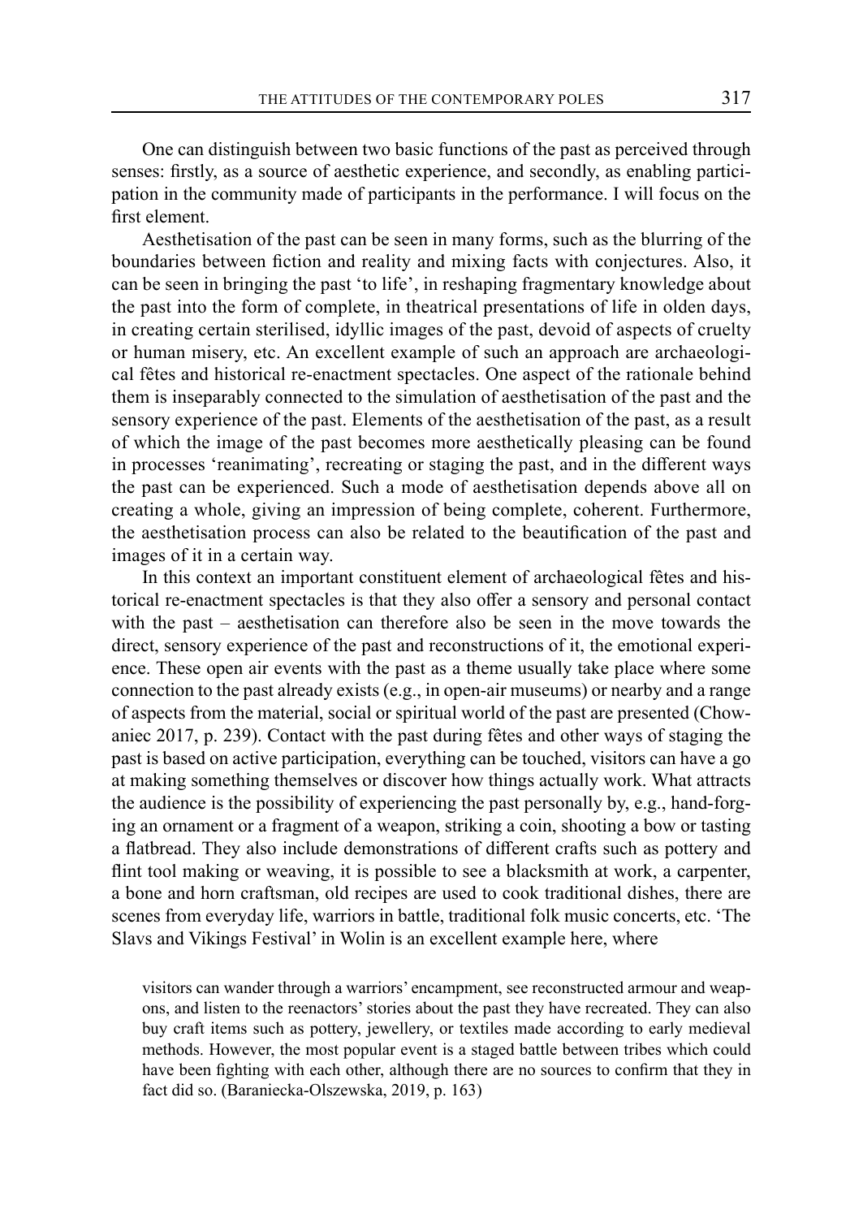One can distinguish between two basic functions of the past as perceived through senses: firstly, as a source of aesthetic experience, and secondly, as enabling participation in the community made of participants in the performance. I will focus on the first element.

Aesthetisation of the past can be seen in many forms, such as the blurring of the boundaries between fiction and reality and mixing facts with conjectures. Also, it can be seen in bringing the past 'to life', in reshaping fragmentary knowledge about the past into the form of complete, in theatrical presentations of life in olden days, in creating certain sterilised, idyllic images of the past, devoid of aspects of cruelty or human misery, etc. An excellent example of such an approach are archaeological fêtes and historical re-enactment spectacles. One aspect of the rationale behind them is inseparably connected to the simulation of aesthetisation of the past and the sensory experience of the past. Elements of the aesthetisation of the past, as a result of which the image of the past becomes more aesthetically pleasing can be found in processes 'reanimating', recreating or staging the past, and in the different ways the past can be experienced. Such a mode of aesthetisation depends above all on creating a whole, giving an impression of being complete, coherent. Furthermore, the aesthetisation process can also be related to the beautification of the past and images of it in a certain way.

In this context an important constituent element of archaeological fêtes and historical re-enactment spectacles is that they also offer a sensory and personal contact with the past – aesthetisation can therefore also be seen in the move towards the direct, sensory experience of the past and reconstructions of it, the emotional experience. These open air events with the past as a theme usually take place where some connection to the past already exists (e.g., in open-air museums) or nearby and a range of aspects from the material, social or spiritual world of the past are presented (Chowaniec 2017, p. 239). Contact with the past during fêtes and other ways of staging the past is based on active participation, everything can be touched, visitors can have a go at making something themselves or discover how things actually work. What attracts the audience is the possibility of experiencing the past personally by, e.g., hand-forging an ornament or a fragment of a weapon, striking a coin, shooting a bow or tasting a flatbread. They also include demonstrations of different crafts such as pottery and flint tool making or weaving, it is possible to see a blacksmith at work, a carpenter, a bone and horn craftsman, old recipes are used to cook traditional dishes, there are scenes from everyday life, warriors in battle, traditional folk music concerts, etc. 'The Slavs and Vikings Festival' in Wolin is an excellent example here, where

> visitors can wander through a warriors' encampment, see reconstructed armour and weapons, and listen to the reenactors' stories about the past they have recreated. They can also buy craft items such as pottery, jewellery, or textiles made according to early medieval methods. However, the most popular event is a staged battle between tribes which could have been fighting with each other, although there are no sources to confirm that they in fact did so. (Baraniecka-Olszewska, 2019, p. 163)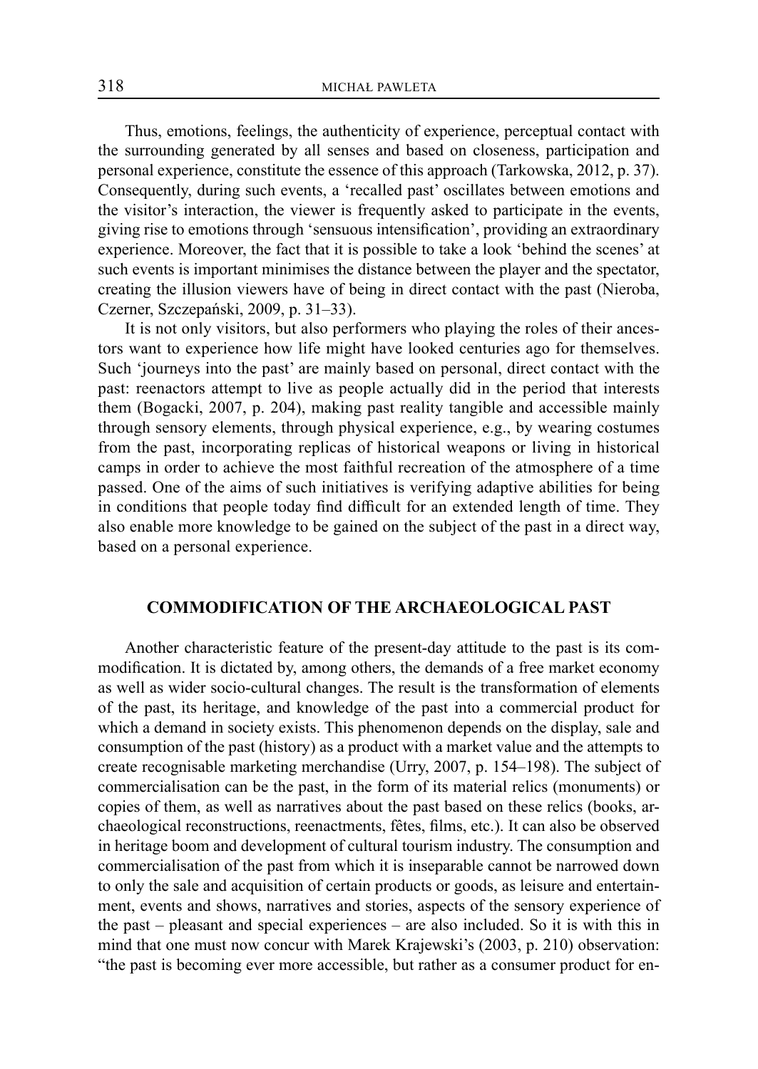Thus, emotions, feelings, the authenticity of experience, perceptual contact with the surrounding generated by all senses and based on closeness, participation and personal experience, constitute the essence of this approach (Tarkowska, 2012, p. 37). Consequently, during such events, a 'recalled past' oscillates between emotions and the visitor's interaction, the viewer is frequently asked to participate in the events, giving rise to emotions through 'sensuous intensification', providing an extraordinary experience. Moreover, the fact that it is possible to take a look 'behind the scenes' at such events is important minimises the distance between the player and the spectator, creating the illusion viewers have of being in direct contact with the past (Nieroba, Czerner, Szczepański, 2009, p. 31–33).

It is not only visitors, but also performers who playing the roles of their ancestors want to experience how life might have looked centuries ago for themselves. Such 'journeys into the past' are mainly based on personal, direct contact with the past: reenactors attempt to live as people actually did in the period that interests them (Bogacki, 2007, p. 204), making past reality tangible and accessible mainly through sensory elements, through physical experience, e.g., by wearing costumes from the past, incorporating replicas of historical weapons or living in historical camps in order to achieve the most faithful recreation of the atmosphere of a time passed. One of the aims of such initiatives is verifying adaptive abilities for being in conditions that people today find difficult for an extended length of time. They also enable more knowledge to be gained on the subject of the past in a direct way, based on a personal experience.

## COMMODIFICATION OF THE ARCHAEOLOGICAL PAST

Another characteristic feature of the present-day attitude to the past is its commodification. It is dictated by, among others, the demands of a free market economy as well as wider socio-cultural changes. The result is the transformation of elements of the past, its heritage, and knowledge of the past into a commercial product for which a demand in society exists. This phenomenon depends on the display, sale and consumption of the past (history) as a product with a market value and the attempts to create recognisable marketing merchandise (Urry, 2007, p. 154–198). The subject of commercialisation can be the past, in the form of its material relics (monuments) or copies of them, as well as narratives about the past based on these relics (books, archaeological reconstructions, reenactments, fêtes, films, etc.). It can also be observed in heritage boom and development of cultural tourism industry. The consumption and commercialisation of the past from which it is inseparable cannot be narrowed down to only the sale and acquisition of certain products or goods, as leisure and entertainment, events and shows, narratives and stories, aspects of the sensory experience of the past – pleasant and special experiences – are also included. So it is with this in mind that one must now concur with Marek Krajewski's (2003, p. 210) observation: "the past is becoming ever more accessible, but rather as a consumer product for en-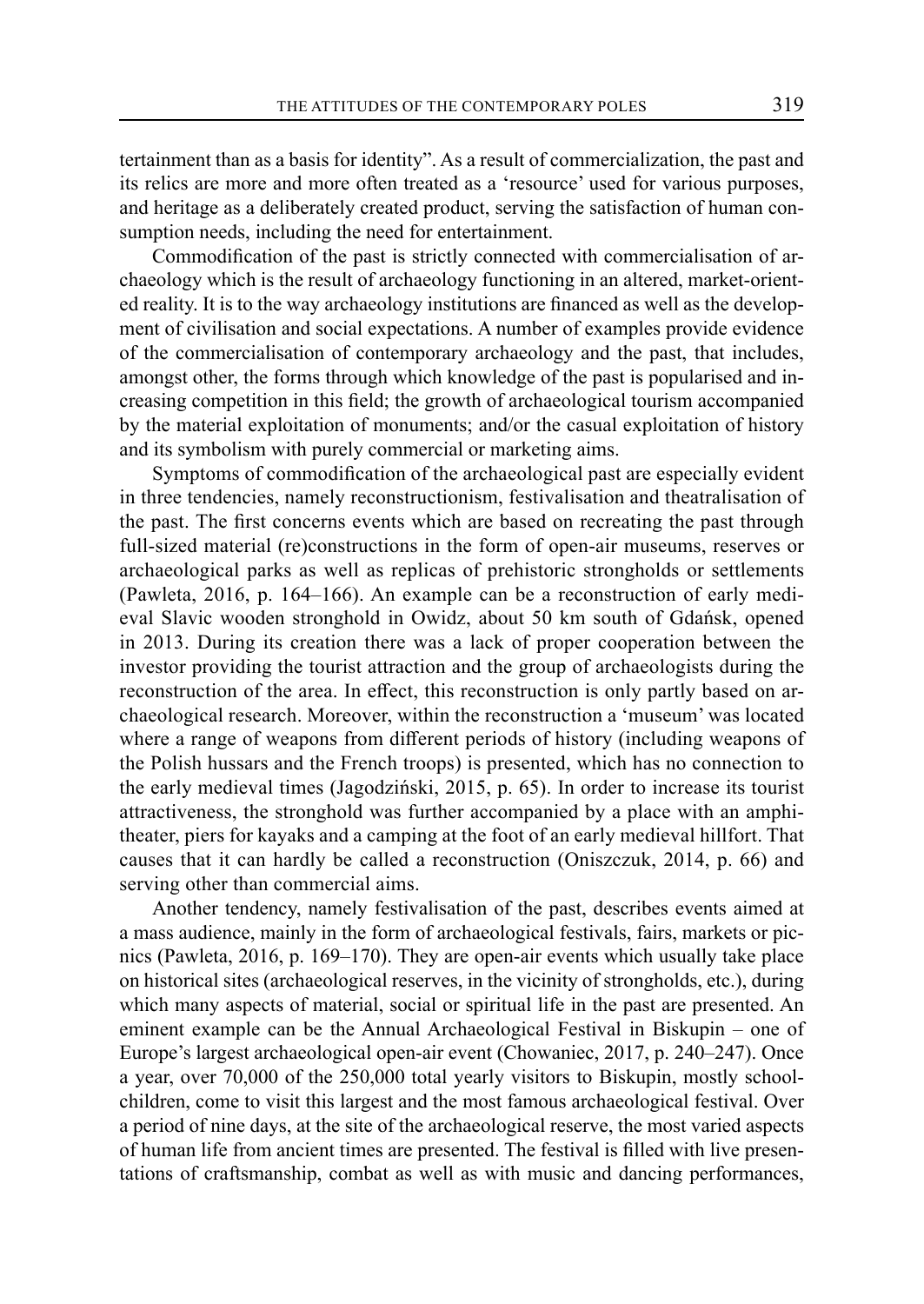tertainment than as a basis for identity". As a result of commercialization, the past and its relics are more and more often treated as a 'resource' used for various purposes, and heritage as a deliberately created product, serving the satisfaction of human consumption needs, including the need for entertainment.

Commodification of the past is strictly connected with commercialisation of archaeology which is the result of archaeology functioning in an altered, market-oriented reality. It is to the way archaeology institutions are financed as well as the development of civilisation and social expectations. A number of examples provide evidence of the commercialisation of contemporary archaeology and the past, that includes, amongst other, the forms through which knowledge of the past is popularised and increasing competition in this field; the growth of archaeological tourism accompanied by the material exploitation of monuments; and/or the casual exploitation of history and its symbolism with purely commercial or marketing aims.

Symptoms of commodification of the archaeological past are especially evident in three tendencies, namely reconstructionism, festivalisation and theatralisation of the past. The first concerns events which are based on recreating the past through full-sized material (re)constructions in the form of open-air museums, reserves or archaeological parks as well as replicas of prehistoric strongholds or settlements (Pawleta, 2016, p. 164–166). An example can be a reconstruction of early medieval Slavic wooden stronghold in Owidz, about 50 km south of Gdańsk, opened in 2013. During its creation there was a lack of proper cooperation between the investor providing the tourist attraction and the group of archaeologists during the reconstruction of the area. In effect, this reconstruction is only partly based on archaeological research. Moreover, within the reconstruction a 'museum' was located where a range of weapons from different periods of history (including weapons of the Polish hussars and the French troops) is presented, which has no connection to the early medieval times (Jagodziński, 2015, p. 65). In order to increase its tourist attractiveness, the stronghold was further accompanied by a place with an amphitheater, piers for kayaks and a camping at the foot of an early medieval hillfort. That causes that it can hardly be called a reconstruction (Oniszczuk, 2014, p. 66) and serving other than commercial aims.

Another tendency, namely festivalisation of the past, describes events aimed at a mass audience, mainly in the form of archaeological festivals, fairs, markets or picnics (Pawleta, 2016, p. 169–170). They are open-air events which usually take place on historical sites (archaeological reserves, in the vicinity of strongholds, etc.), during which many aspects of material, social or spiritual life in the past are presented. An eminent example can be the Annual Archaeological Festival in Biskupin – one of Europe's largest archaeological open-air event (Chowaniec, 2017, p. 240–247). Once a year, over 70,000 of the 250,000 total yearly visitors to Biskupin, mostly schoolchildren, come to visit this largest and the most famous archaeological festival. Over a period of nine days, at the site of the archaeological reserve, the most varied aspects of human life from ancient times are presented. The festival is filled with live presentations of craftsmanship, combat as well as with music and dancing performances,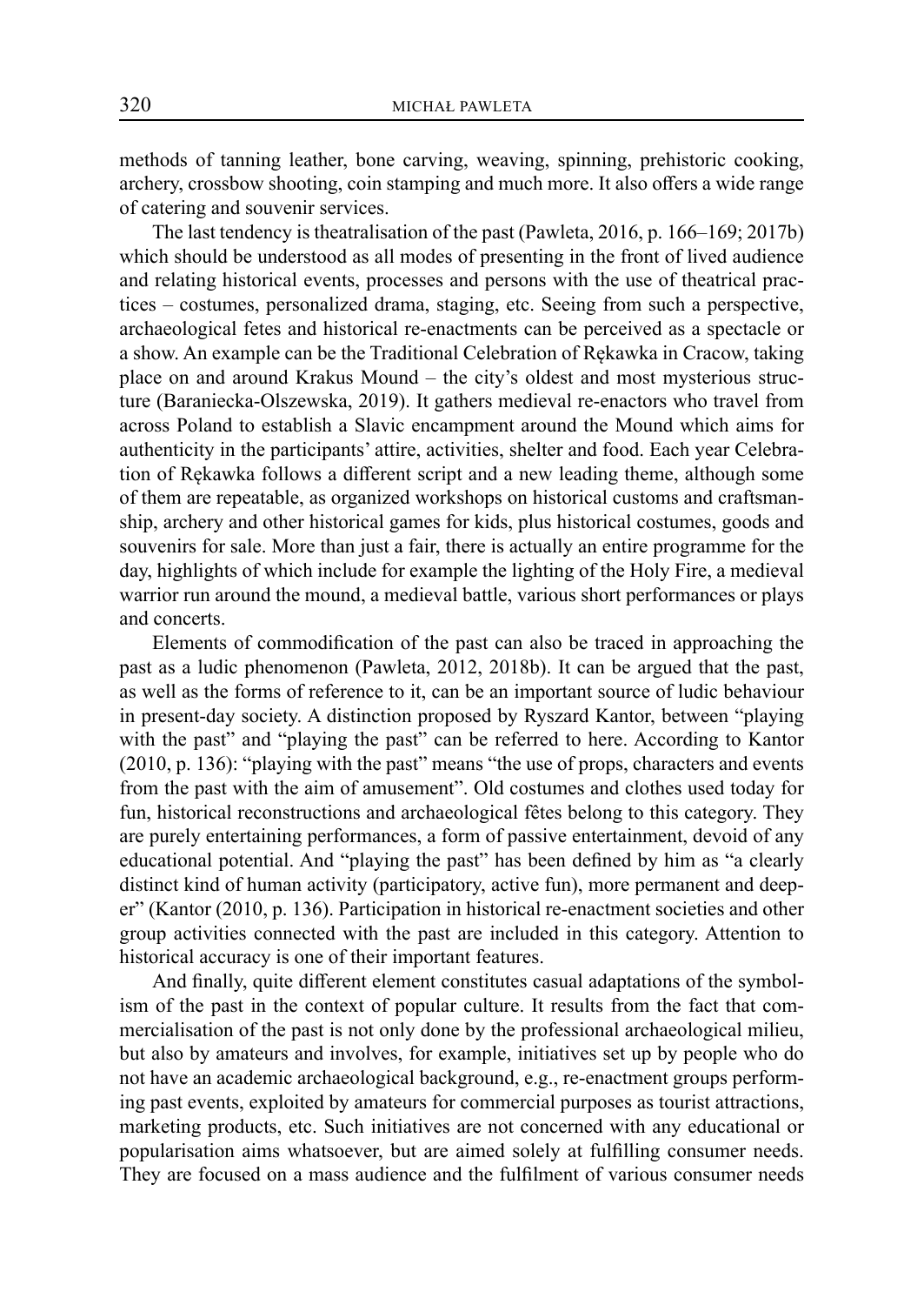methods of tanning leather, bone carving, weaving, spinning, prehistoric cooking, archery, crossbow shooting, coin stamping and much more. It also offers a wide range of catering and souvenir services.

The last tendency is theatralisation of the past (Pawleta, 2016, p. 166–169; 2017b) which should be understood as all modes of presenting in the front of lived audience and relating historical events, processes and persons with the use of theatrical practices – costumes, personalized drama, staging, etc. Seeing from such a perspective, archaeological fetes and historical re-enactments can be perceived as a spectacle or a show. An example can be the Traditional Celebration of Rękawka in Cracow, taking place on and around Krakus Mound – the city's oldest and most mysterious structure (Baraniecka-Olszewska, 2019). It gathers medieval re-enactors who travel from across Poland to establish a Slavic encampment around the Mound which aims for authenticity in the participants' attire, activities, shelter and food. Each year Celebration of Rękawka follows a different script and a new leading theme, although some of them are repeatable, as organized workshops on historical customs and craftsmanship, archery and other historical games for kids, plus historical costumes, goods and souvenirs for sale. More than just a fair, there is actually an entire programme for the day, highlights of which include for example the lighting of the Holy Fire, a medieval warrior run around the mound, a medieval battle, various short performances or plays and concerts.

Elements of commodification of the past can also be traced in approaching the past as a ludic phenomenon (Pawleta, 2012, 2018b). It can be argued that the past, as well as the forms of reference to it, can be an important source of ludic behaviour in present-day society. A distinction proposed by Ryszard Kantor, between "playing with the past" and "playing the past" can be referred to here. According to Kantor (2010, p. 136): "playing with the past" means "the use of props, characters and events from the past with the aim of amusement". Old costumes and clothes used today for fun, historical reconstructions and archaeological fêtes belong to this category. They are purely entertaining performances, a form of passive entertainment, devoid of any educational potential. And "playing the past" has been defined by him as "a clearly distinct kind of human activity (participatory, active fun), more permanent and deeper" (Kantor (2010, p. 136). Participation in historical re-enactment societies and other group activities connected with the past are included in this category. Attention to historical accuracy is one of their important features.

And finally, quite different element constitutes casual adaptations of the symbolism of the past in the context of popular culture. It results from the fact that commercialisation of the past is not only done by the professional archaeological milieu, but also by amateurs and involves, for example, initiatives set up by people who do not have an academic archaeological background, e.g., re-enactment groups performing past events, exploited by amateurs for commercial purposes as tourist attractions, marketing products, etc. Such initiatives are not concerned with any educational or popularisation aims whatsoever, but are aimed solely at fulfilling consumer needs. They are focused on a mass audience and the fulfilment of various consumer needs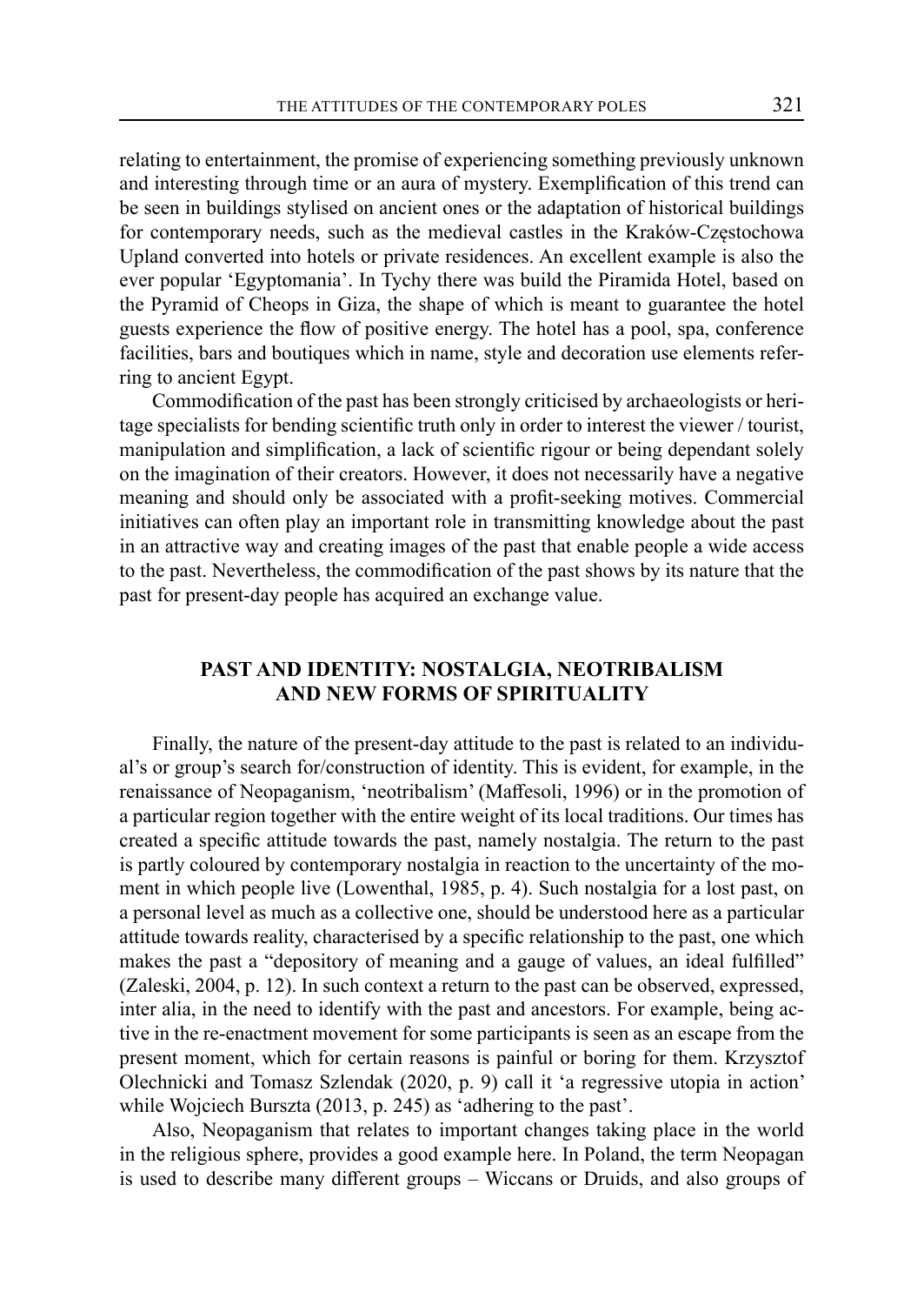relating to entertainment, the promise of experiencing something previously unknown and interesting through time or an aura of mystery. Exemplification of this trend can be seen in buildings stylised on ancient ones or the adaptation of historical buildings for contemporary needs, such as the medieval castles in the Kraków-Częstochowa Upland converted into hotels or private residences. An excellent example is also the ever popular 'Egyptomania'. In Tychy there was build the Piramida Hotel, based on the Pyramid of Cheops in Giza, the shape of which is meant to guarantee the hotel guests experience the flow of positive energy. The hotel has a pool, spa, conference facilities, bars and boutiques which in name, style and decoration use elements referring to ancient Egypt.

Commodification of the past has been strongly criticised by archaeologists or heritage specialists for bending scientific truth only in order to interest the viewer / tourist, manipulation and simplification, a lack of scientific rigour or being dependant solely on the imagination of their creators. However, it does not necessarily have a negative meaning and should only be associated with a profit-seeking motives. Commercial initiatives can often play an important role in transmitting knowledge about the past in an attractive way and creating images of the past that enable people a wide access to the past. Nevertheless, the commodification of the past shows by its nature that the past for present-day people has acquired an exchange value.

## PAST AND IDENTITY: NOSTALGIA, NEOTRIBALISM AND NEW FORMS OF SPIRITUALITY

Finally, the nature of the present-day attitude to the past is related to an individual's or group's search for/construction of identity. This is evident, for example, in the renaissance of Neopaganism, 'neotribalism' (Maffesoli, 1996) or in the promotion of a particular region together with the entire weight of its local traditions. Our times has created a specific attitude towards the past, namely nostalgia. The return to the past is partly coloured by contemporary nostalgia in reaction to the uncertainty of the moment in which people live (Lowenthal, 1985, p. 4). Such nostalgia for a lost past, on a personal level as much as a collective one, should be understood here as a particular attitude towards reality, characterised by a specific relationship to the past, one which makes the past a "depository of meaning and a gauge of values, an ideal fulfilled" (Zaleski, 2004, p. 12). In such context a return to the past can be observed, expressed, inter alia, in the need to identify with the past and ancestors. For example, being active in the re-enactment movement for some participants is seen as an escape from the present moment, which for certain reasons is painful or boring for them. Krzysztof Olechnicki and Tomasz Szlendak (2020, p. 9) call it 'a regressive utopia in action' while Wojciech Burszta (2013, p. 245) as 'adhering to the past'.

Also, Neopaganism that relates to important changes taking place in the world in the religious sphere, provides a good example here. In Poland, the term Neopagan is used to describe many different groups – Wiccans or Druids, and also groups of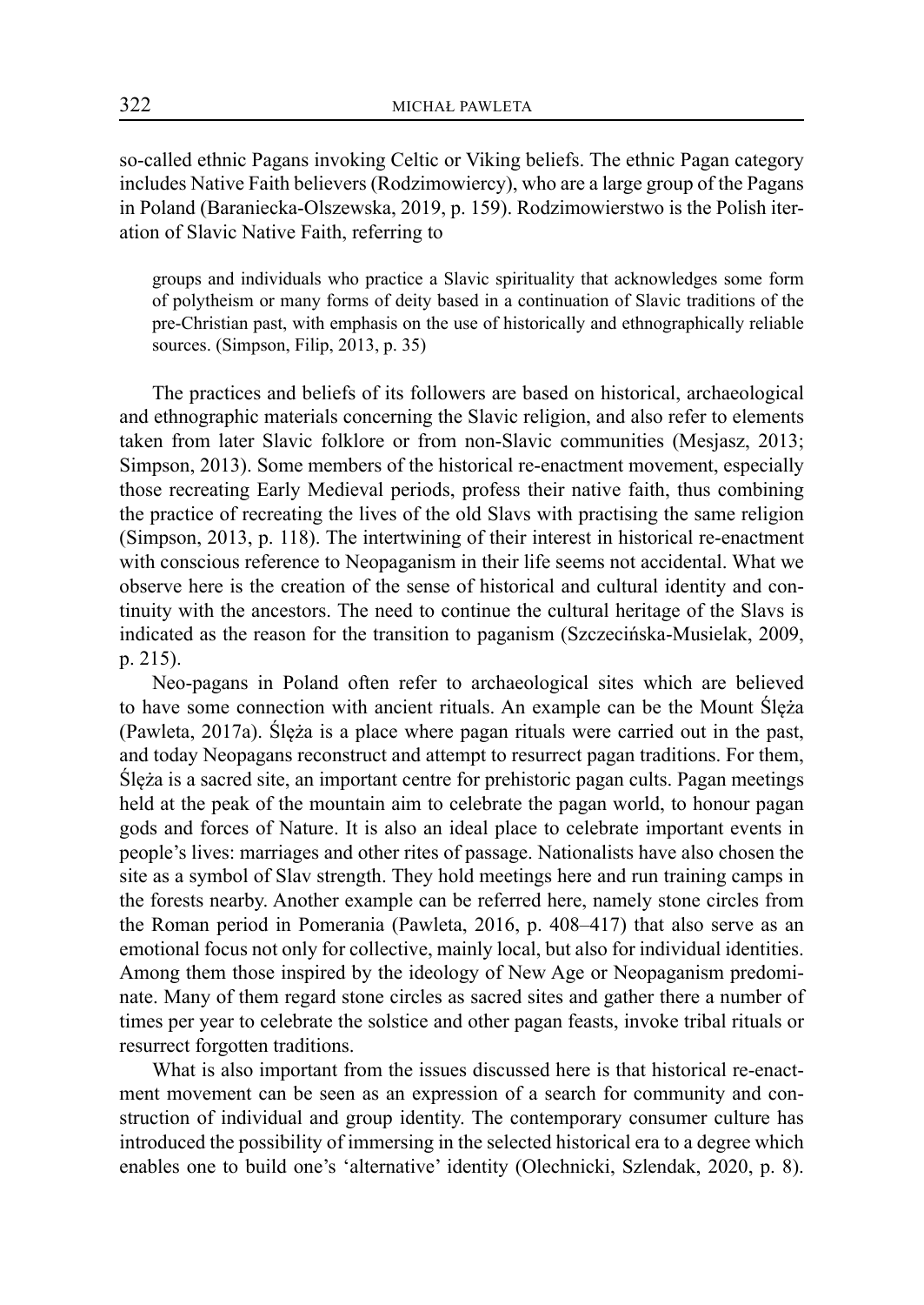so-called ethnic Pagans invoking Celtic or Viking beliefs. The ethnic Pagan category includes Native Faith believers (Rodzimowiercy), who are a large group of the Pagans in Poland (Baraniecka-Olszewska, 2019, p. 159). Rodzimowierstwo is the Polish iteration of Slavic Native Faith, referring to

> groups and individuals who practice a Slavic spirituality that acknowledges some form of polytheism or many forms of deity based in a continuation of Slavic traditions of the pre-Christian past, with emphasis on the use of historically and ethnographically reliable sources. (Simpson, Filip, 2013, p. 35)

The practices and beliefs of its followers are based on historical, archaeological and ethnographic materials concerning the Slavic religion, and also refer to elements taken from later Slavic folklore or from non-Slavic communities (Mesjasz, 2013; Simpson, 2013). Some members of the historical re-enactment movement, especially those recreating Early Medieval periods, profess their native faith, thus combining the practice of recreating the lives of the old Slavs with practising the same religion (Simpson, 2013, p. 118). The intertwining of their interest in historical re-enactment with conscious reference to Neopaganism in their life seems not accidental. What we observe here is the creation of the sense of historical and cultural identity and continuity with the ancestors. The need to continue the cultural heritage of the Slavs is indicated as the reason for the transition to paganism (Szczecińska-Musielak, 2009, p. 215).

Neo-pagans in Poland often refer to archaeological sites which are believed to have some connection with ancient rituals. An example can be the Mount Ślęża (Pawleta, 2017a). Ślęża is a place where pagan rituals were carried out in the past, and today Neopagans reconstruct and attempt to resurrect pagan traditions. For them, Ślęża is a sacred site, an important centre for prehistoric pagan cults. Pagan meetings held at the peak of the mountain aim to celebrate the pagan world, to honour pagan gods and forces of Nature. It is also an ideal place to celebrate important events in people's lives: marriages and other rites of passage. Nationalists have also chosen the site as a symbol of Slav strength. They hold meetings here and run training camps in the forests nearby. Another example can be referred here, namely stone circles from the Roman period in Pomerania (Pawleta, 2016, p. 408–417) that also serve as an emotional focus not only for collective, mainly local, but also for individual identities. Among them those inspired by the ideology of New Age or Neopaganism predominate. Many of them regard stone circles as sacred sites and gather there a number of times per year to celebrate the solstice and other pagan feasts, invoke tribal rituals or resurrect forgotten traditions.

What is also important from the issues discussed here is that historical re-enactment movement can be seen as an expression of a search for community and construction of individual and group identity. The contemporary consumer culture has introduced the possibility of immersing in the selected historical era to a degree which enables one to build one's 'alternative' identity (Olechnicki, Szlendak, 2020, p. 8).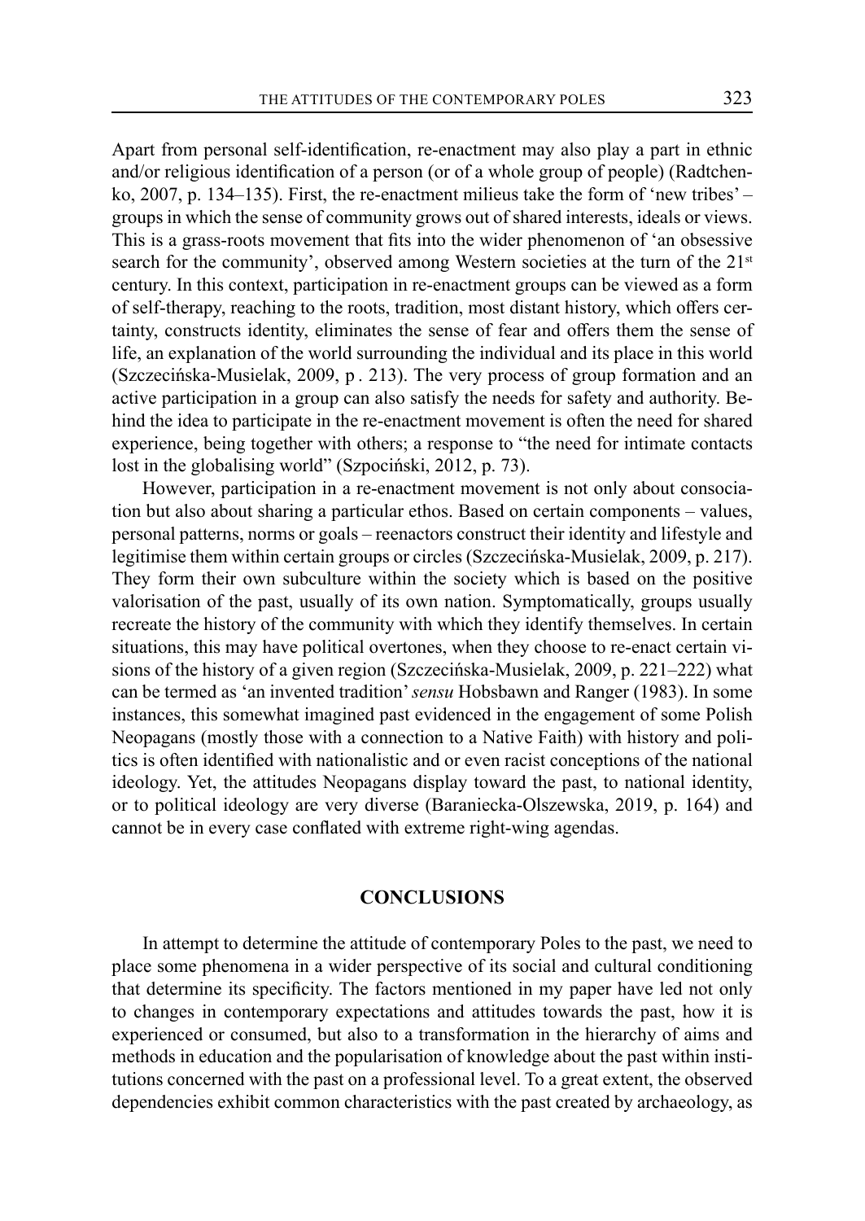Apart from personal self-identification, re-enactment may also play a part in ethnic and/or religious identification of a person (or of a whole group of people) (Radtchenko, 2007, p. 134–135). First, the re-enactment milieus take the form of 'new tribes' – groups in which the sense of community grows out of shared interests, ideals or views. This is a grass-roots movement that fits into the wider phenomenon of 'an obsessive search for the community', observed among Western societies at the turn of the 21st century. In this context, participation in re-enactment groups can be viewed as a form of self-therapy, reaching to the roots, tradition, most distant history, which offers certainty, constructs identity, eliminates the sense of fear and offers them the sense of life, an explanation of the world surrounding the individual and its place in this world (Szczecińska-Musielak, 2009, p . 213). The very process of group formation and an active participation in a group can also satisfy the needs for safety and authority. Behind the idea to participate in the re-enactment movement is often the need for shared experience, being together with others; a response to "the need for intimate contacts lost in the globalising world" (Szpociński, 2012, p. 73).

However, participation in a re-enactment movement is not only about consociation but also about sharing a particular ethos. Based on certain components – values, personal patterns, norms or goals – reenactors construct their identity and lifestyle and legitimise them within certain groups or circles (Szczecińska-Musielak, 2009, p. 217). They form their own subculture within the society which is based on the positive valorisation of the past, usually of its own nation. Symptomatically, groups usually recreate the history of the community with which they identify themselves. In certain situations, this may have political overtones, when they choose to re-enact certain visions of the history of a given region (Szczecińska-Musielak, 2009, p. 221–222) what can be termed as 'an invented tradition' *sensu* Hobsbawn and Ranger (1983). In some instances, this somewhat imagined past evidenced in the engagement of some Polish Neopagans (mostly those with a connection to a Native Faith) with history and politics is often identified with nationalistic and or even racist conceptions of the national ideology. Yet, the attitudes Neopagans display toward the past, to national identity, or to political ideology are very diverse (Baraniecka-Olszewska, 2019, p. 164) and cannot be in every case conflated with extreme right-wing agendas.

## CONCLUSIONS

In attempt to determine the attitude of contemporary Poles to the past, we need to place some phenomena in a wider perspective of its social and cultural conditioning that determine its specificity. The factors mentioned in my paper have led not only to changes in contemporary expectations and attitudes towards the past, how it is experienced or consumed, but also to a transformation in the hierarchy of aims and methods in education and the popularisation of knowledge about the past within institutions concerned with the past on a professional level. To a great extent, the observed dependencies exhibit common characteristics with the past created by archaeology, as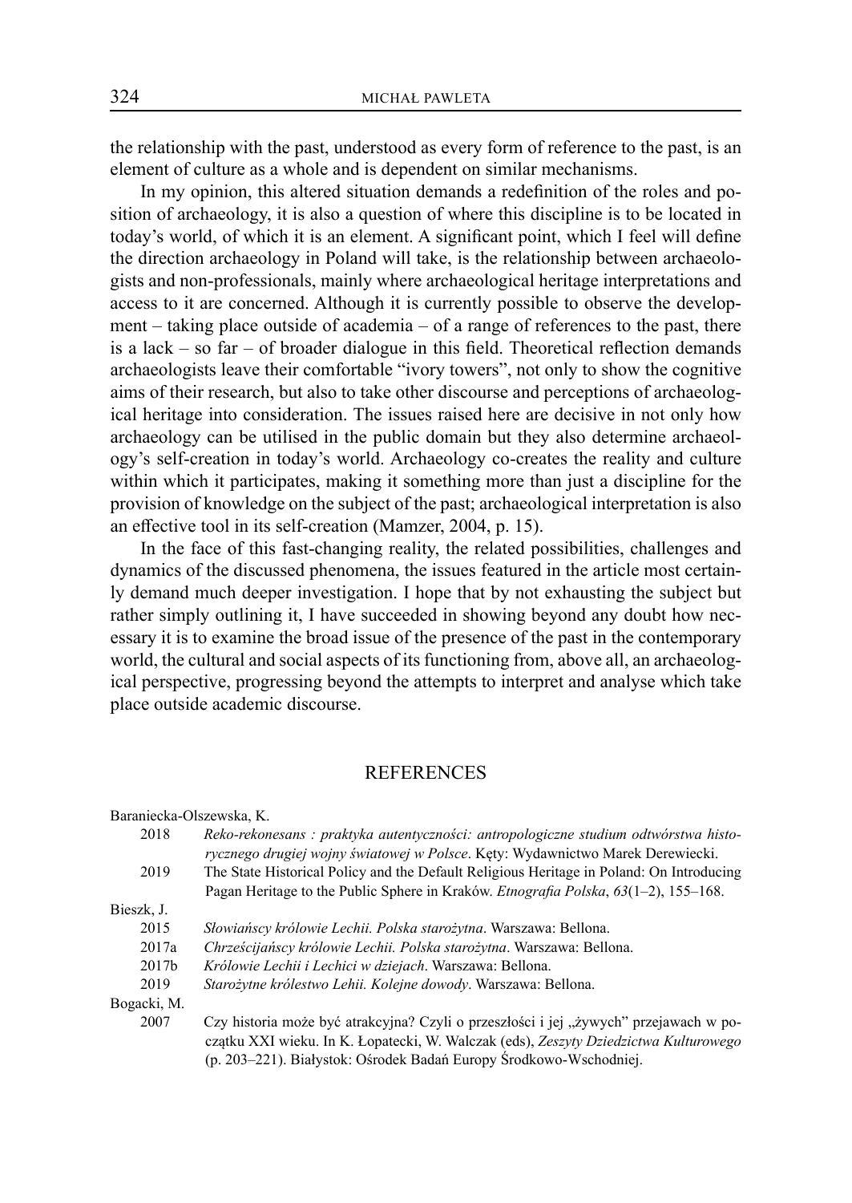the relationship with the past, understood as every form of reference to the past, is an element of culture as a whole and is dependent on similar mechanisms.

In my opinion, this altered situation demands a redefinition of the roles and position of archaeology, it is also a question of where this discipline is to be located in today's world, of which it is an element. A significant point, which I feel will define the direction archaeology in Poland will take, is the relationship between archaeologists and non-professionals, mainly where archaeological heritage interpretations and access to it are concerned. Although it is currently possible to observe the development – taking place outside of academia – of a range of references to the past, there is a lack – so far – of broader dialogue in this field. Theoretical reflection demands archaeologists leave their comfortable "ivory towers", not only to show the cognitive aims of their research, but also to take other discourse and perceptions of archaeological heritage into consideration. The issues raised here are decisive in not only how archaeology can be utilised in the public domain but they also determine archaeology's self-creation in today's world. Archaeology co-creates the reality and culture within which it participates, making it something more than just a discipline for the provision of knowledge on the subject of the past; archaeological interpretation is also an effective tool in its self-creation (Mamzer, 2004, p. 15).

In the face of this fast-changing reality, the related possibilities, challenges and dynamics of the discussed phenomena, the issues featured in the article most certainly demand much deeper investigation. I hope that by not exhausting the subject but rather simply outlining it, I have succeeded in showing beyond any doubt how necessary it is to examine the broad issue of the presence of the past in the contemporary world, the cultural and social aspects of its functioning from, above all, an archaeological perspective, progressing beyond the attempts to interpret and analyse which take place outside academic discourse.

## REFERENCES

Baraniecka-Olszewska, K.

2018 *Reko-rekonesans : praktyka autentyczności: antropologiczne studium odtwórstwa historycznego drugiej wojny światowej w Polsce*. Kęty: Wydawnictwo Marek Derewiecki.

2019 The State Historical Policy and the Default Religious Heritage in Poland: On Introducing Pagan Heritage to the Public Sphere in Kraków. *Etnografia Polska*, *63*(1–2), 155–168.

Bieszk, J.

2015 *Słowiańscy królowie Lechii. Polska starożytna*. Warszawa: Bellona.

2017a *Chrześcijańscy królowie Lechii. Polska starożytna*. Warszawa: Bellona.

2017b *Królowie Lechii i Lechici w dziejach*. Warszawa: Bellona.

2019 *Starożytne królestwo Lehii. Kolejne dowody*. Warszawa: Bellona.

Bogacki, M.

2007 Czy historia może być atrakcyjna? Czyli o przeszłości i jej „żywych" przejawach w początku XXI wieku. In K. Łopatecki, W. Walczak (eds), *Zeszyty Dziedzictwa Kulturowego* (p. 203–221). Białystok: Ośrodek Badań Europy Środkowo-Wschodniej.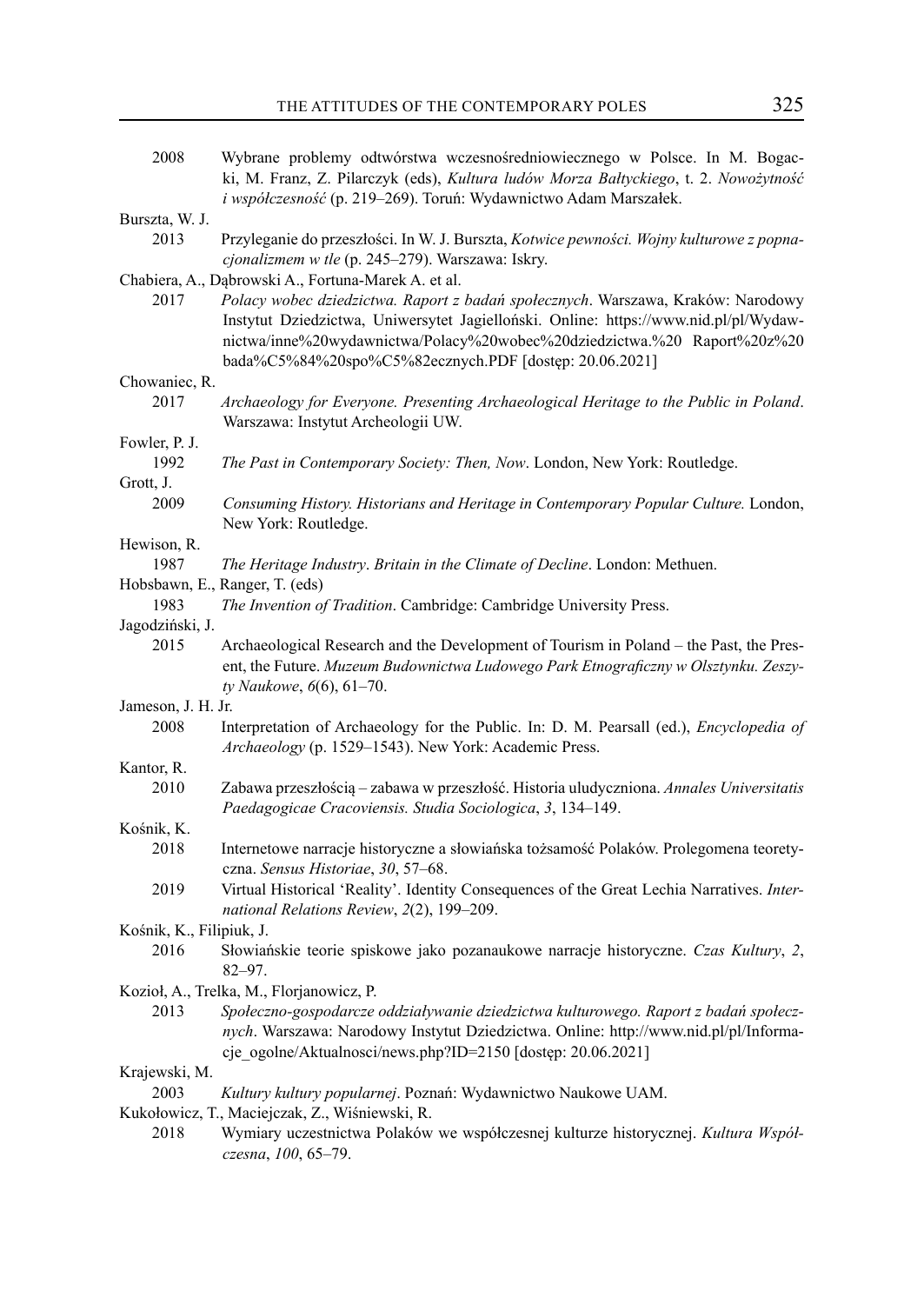2008 Wybrane problemy odtwórstwa wczesnośredniowiecznego w Polsce. In M. Bogacki, M. Franz, Z. Pilarczyk (eds), *Kultura ludów Morza Bałtyckiego*, t. 2. *Nowożytność i współczesność* (p. 219–269). Toruń: Wydawnictwo Adam Marszałek.

Burszta, W. J.
2013 Przyleganie do przeszłości. In W. J. Burszta, *Kotwice pewności. Wojny kulturowe z popnacjonalizmem w tle* (p. 245–279). Warszawa: Iskry.

Chabiera, A., Dąbrowski A., Fortuna-Marek A. et al.
2017 *Polacy wobec dziedzictwa. Raport z badań społecznych*. Warszawa, Kraków: Narodowy Instytut Dziedzictwa, Uniwersytet Jagielloński. Online: https://www.nid.pl/pl/Wydawnictwa/inne%20wydawnictwa/Polacy%20wobec%20dziedzictwa.%20 Raport%20z%20badania%C5%84%20spo%C5%82ecznych.PDF [dostęp: 20.06.2021]

Chowaniec, R.
2017 *Archaeology for Everyone. Presenting Archaeological Heritage to the Public in Poland*. Warszawa: Instytut Archeologii UW.

Fowler, P. J.
1992 *The Past in Contemporary Society: Then, Now*. London, New York: Routledge.

Grott, J.
2009 *Consuming History. Historians and Heritage in Contemporary Popular Culture.* London, New York: Routledge.

Hewison, R.
1987 *The Heritage Industry*. *Britain in the Climate of Decline*. London: Methuen.

Hobsbawn, E., Ranger, T. (eds)
1983 *The Invention of Tradition*. Cambridge: Cambridge University Press.

Jagodziński, J.
2015 Archaeological Research and the Development of Tourism in Poland – the Past, the Present, the Future. *Muzeum Budownictwa Ludowego Park Etnograficzny w Olsztynku. Zeszyty Naukowe*, *6*(6), 61–70.

Jameson, J. H. Jr.
2008 Interpretation of Archaeology for the Public. In: D. M. Pearsall (ed.), *Encyclopedia of Archaeology* (p. 1529–1543). New York: Academic Press.

Kantor, R.
2010 Zabawa przeszłością – zabawa w przeszłość. Historia uludyczniona. *Annales Universitatis Paedagogicae Cracoviensis. Studia Sociologica*, *3*, 134–149.

Kośnik, K.
2018 Internetowe narracje historyczne a słowiańska tożsamość Polaków. Prolegomena teoretyczna. *Sensus Historiae*, *30*, 57–68.
2019 Virtual Historical 'Reality'. Identity Consequences of the Great Lechia Narratives. *International Relations Review*, *2*(2), 199–209.

Kośnik, K., Filipiuk, J.
2016 Słowiańskie teorie spiskowe jako pozanaukowe narracje historyczne. *Czas Kultury*, *2*, 82–97.

Kozioł, A., Trelka, M., Florjanowicz, P.
2013 *Społeczno-gospodarcze oddziaływanie dziedzictwa kulturowego. Raport z badań społecznych*. Warszawa: Narodowy Instytut Dziedzictwa. Online: http://www.nid.pl/pl/Informacje_ogolne/Aktualnosci/news.php?ID=2150 [dostęp: 20.06.2021]

Krajewski, M.
2003 *Kultury kultury popularnej*. Poznań: Wydawnictwo Naukowe UAM.

Kukołowicz, T., Maciejczak, Z., Wiśniewski, R.
2018 Wymiary uczestnictwa Polaków we współczesnej kulturze historycznej. *Kultura Współczesna*, *100*, 65–79.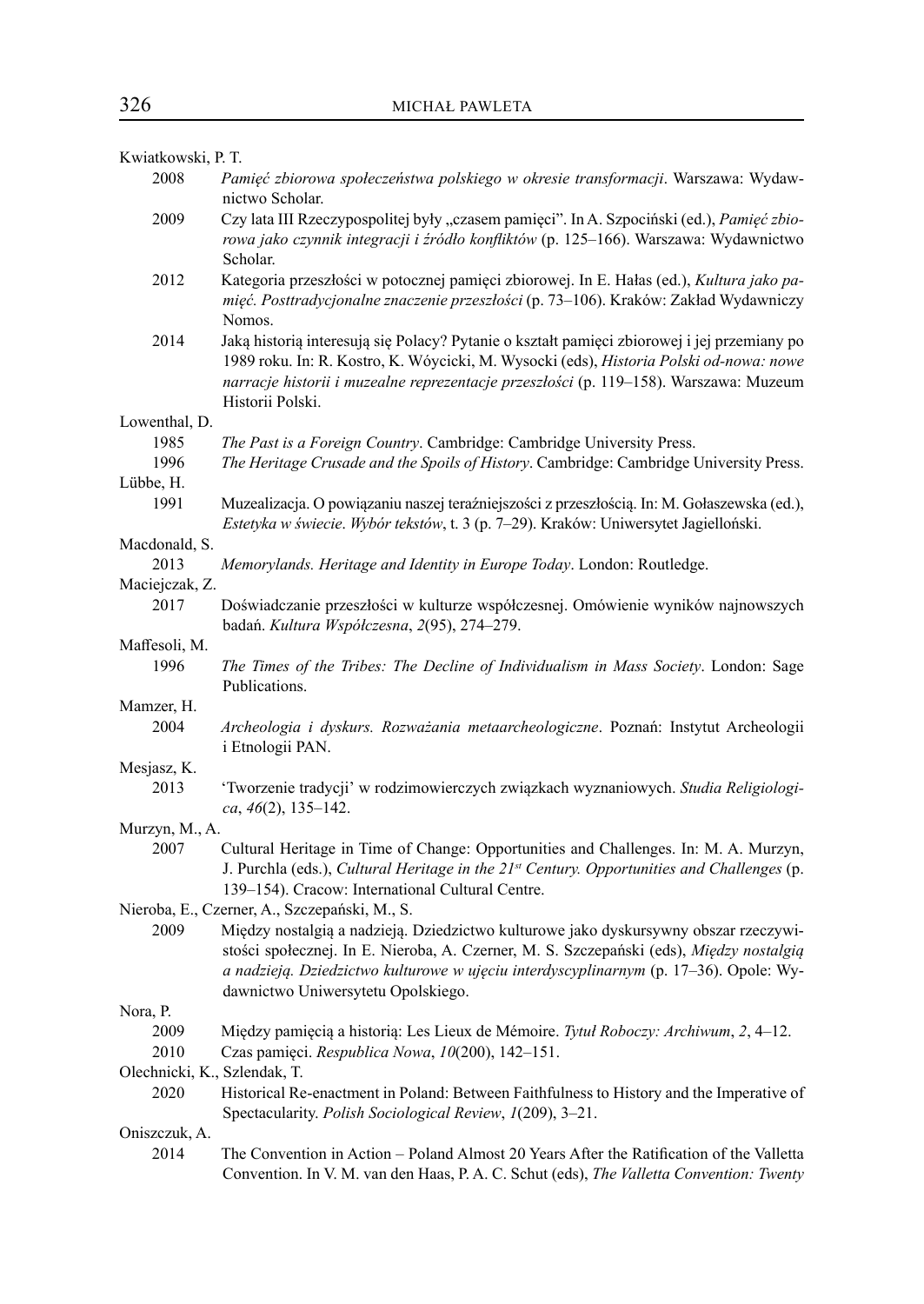Kwiatkowski, P. T.

2008 *Pamięć zbiorowa społeczeństwa polskiego w okresie transformacji*. Warszawa: Wydawnictwo Scholar.

2009 Czy lata III Rzeczypospolitej były „czasem pamięci". In A. Szpociński (ed.), *Pamięć zbiorowa jako czynnik integracji i źródło konfliktów* (p. 125–166). Warszawa: Wydawnictwo Scholar.

2012 Kategoria przeszłości w potocznej pamięci zbiorowej. In E. Hałas (ed.), *Kultura jako pamięć. Posttradycyjonalne znaczenie przeszłości* (p. 73–106). Kraków: Zakład Wydawniczy Nomos.

2014 Jaką historią interesują się Polacy? Pytanie o kształt pamięci zbiorowej i jej przemiany po 1989 roku. In: R. Kostro, K. Wóycicki, M. Wysocki (eds), *Historia Polski od-nowa: nowe narracje historii i muzealne reprezentacje przeszłości* (p. 119–158). Warszawa: Muzeum Historii Polski.

Lowenthal, D.

1985 *The Past is a Foreign Country*. Cambridge: Cambridge University Press.

1996 *The Heritage Crusade and the Spoils of History*. Cambridge: Cambridge University Press.

Lübbe, H.

1991 Muzealizacja. O powiązaniu naszej teraźniejszości z przeszłością. In: M. Gołaszewska (ed.), *Estetyka w świecie*. *Wybór tekstów*, t. 3 (p. 7–29). Kraków: Uniwersytet Jagielloński.

Macdonald, S.

2013 *Memorylands. Heritage and Identity in Europe Today*. London: Routledge.

Maciejczak, Z.

2017 Doświadczanie przeszłości w kulturze współczesnej. Omówienie wyników najnowszych badań. *Kultura Współczesna*, *2*(95), 274–279.

Maffesoli, M.

1996 *The Times of the Tribes: The Decline of Individualism in Mass Society*. London: Sage Publications.

Mamzer, H.

2004 *Archeologia i dyskurs. Rozważania metaarcheologiczne*. Poznań: Instytut Archeologii i Etnologii PAN.

Mesjasz, K.

2013 'Tworzenie tradycji' w rodzimowierczych związkach wyznaniowych. *Studia Religiologica*, *46*(2), 135–142.

Murzyn, M., A.

2007 Cultural Heritage in Time of Change: Opportunities and Challenges. In: M. A. Murzyn, J. Purchla (eds.), *Cultural Heritage in the 21st Century. Opportunities and Challenges* (p. 139–154). Cracow: International Cultural Centre.

Nieroba, E., Czerner, A., Szczepański, M., S.

2009 Między nostalgią a nadzieją. Dziedzictwo kulturowe jako dyskursywny obszar rzeczywistości społecznej. In E. Nieroba, A. Czerner, M. S. Szczepański (eds), *Między nostalgią a nadzieją. Dziedzictwo kulturowe w ujęciu interdyscyplinarnym* (p. 17–36). Opole: Wydawnictwo Uniwersytetu Opolskiego.

Nora, P.

2009 Między pamięcią a historią: Les Lieux de Mémoire. *Tytuł Roboczy: Archiwum*, *2*, 4–12.

2010 Czas pamięci. *Respublica Nowa*, *10*(200), 142–151.

Olechnicki, K., Szlendak, T.

2020 Historical Re-enactment in Poland: Between Faithfulness to History and the Imperative of Spectacularity. *Polish Sociological Review*, *1*(209), 3–21.

Oniszczuk, A.

2014 The Convention in Action – Poland Almost 20 Years After the Ratification of the Valletta Convention. In V. M. van den Haas, P. A. C. Schut (eds), *The Valletta Convention: Twenty*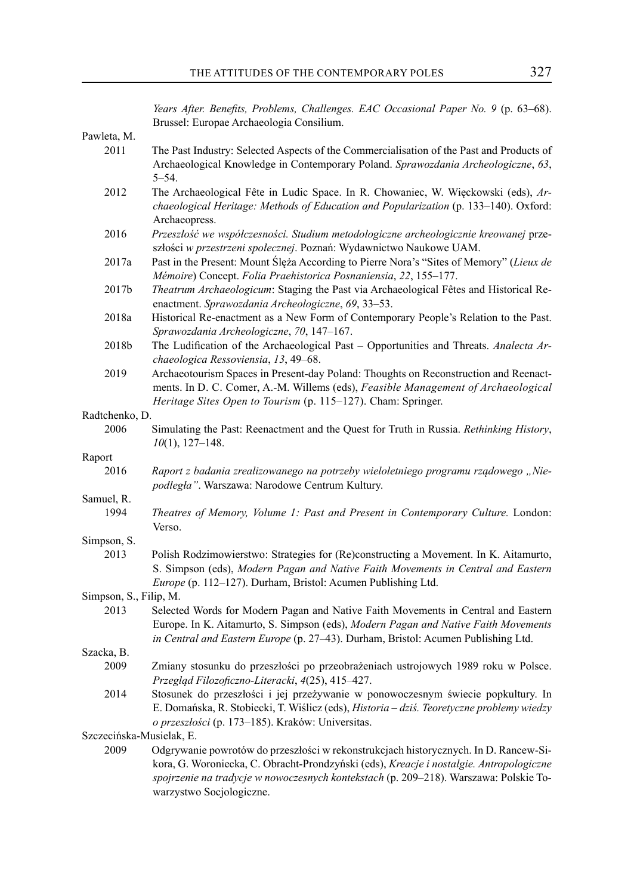*Years After. Benefits, Problems, Challenges. EAC Occasional Paper No. 9* (p. 63–68). Brussel: Europae Archaeologia Consilium.

Pawleta, M.

2011 The Past Industry: Selected Aspects of the Commercialisation of the Past and Products of Archaeological Knowledge in Contemporary Poland. *Sprawozdania Archeologiczne*, *63*, 5–54.

2012 The Archaeological Fête in Ludic Space. In R. Chowaniec, W. Więckowski (eds), *Archaeological Heritage: Methods of Education and Popularization* (p. 133–140). Oxford: Archaeopress.

2016 *Przeszłość we współczesności. Studium metodologiczne archeologicznie kreowanej* przeszłości *w przestrzeni społecznej*. Poznań: Wydawnictwo Naukowe UAM.

2017a Past in the Present: Mount Ślęża According to Pierre Nora's "Sites of Memory" (*Lieux de Mémoire*) Concept. *Folia Praehistorica Posnaniensia*, *22*, 155–177.

2017b *Theatrum Archaeologicum*: Staging the Past via Archaeological Fêtes and Historical Reenactment. *Sprawozdania Archeologiczne*, *69*, 33–53.

2018a Historical Re-enactment as a New Form of Contemporary People's Relation to the Past. *Sprawozdania Archeologiczne*, *70*, 147–167.

2018b The Ludification of the Archaeological Past – Opportunities and Threats. *Analecta Archaeologica Ressoviensia*, *13*, 49–68.

2019 Archaeotourism Spaces in Present-day Poland: Thoughts on Reconstruction and Reenactments. In D. C. Comer, A.-M. Willems (eds), *Feasible Management of Archaeological Heritage Sites Open to Tourism* (p. 115–127). Cham: Springer.

Radtchenko, D.

2006 Simulating the Past: Reenactment and the Quest for Truth in Russia. *Rethinking History*, *10*(1), 127–148.

Raport

2016 *Raport z badania zrealizowanego na potrzeby wieloletniego programu rządowego „Niepodległa"*. Warszawa: Narodowe Centrum Kultury.

Samuel, R.

1994 *Theatres of Memory, Volume 1: Past and Present in Contemporary Culture.* London: Verso.

Simpson, S.

2013 Polish Rodzimowierstwo: Strategies for (Re)constructing a Movement. In K. Aitamurto, S. Simpson (eds), *Modern Pagan and Native Faith Movements in Central and Eastern Europe* (p. 112–127). Durham, Bristol: Acumen Publishing Ltd.

Simpson, S., Filip, M.

2013 Selected Words for Modern Pagan and Native Faith Movements in Central and Eastern Europe. In K. Aitamurto, S. Simpson (eds), *Modern Pagan and Native Faith Movements in Central and Eastern Europe* (p. 27–43). Durham, Bristol: Acumen Publishing Ltd.

Szacka, B.

2009 Zmiany stosunku do przeszłości po przeobrażeniach ustrojowych 1989 roku w Polsce. *Przegląd Filozoficzno-Literacki*, *4*(25), 415–427.

2014 Stosunek do przeszłości i jej przeżywanie w ponowoczesnym świecie popkultury. In E. Domańska, R. Stobiecki, T. Wiślicz (eds), *Historia – dziś. Teoretyczne problemy wiedzy o przeszłości* (p. 173–185). Kraków: Universitas.

Szczecińska-Musielak, E.

2009 Odgrywanie powrotów do przeszłości w rekonstrukcjach historycznych. In D. Rancew-Sikora, G. Woroniecka, C. Obracht-Prondzyński (eds), *Kreacje i nostalgie. Antropologiczne spojrzenie na tradycje w nowoczesnych kontekstach* (p. 209–218). Warszawa: Polskie Towarzystwo Socjologiczne.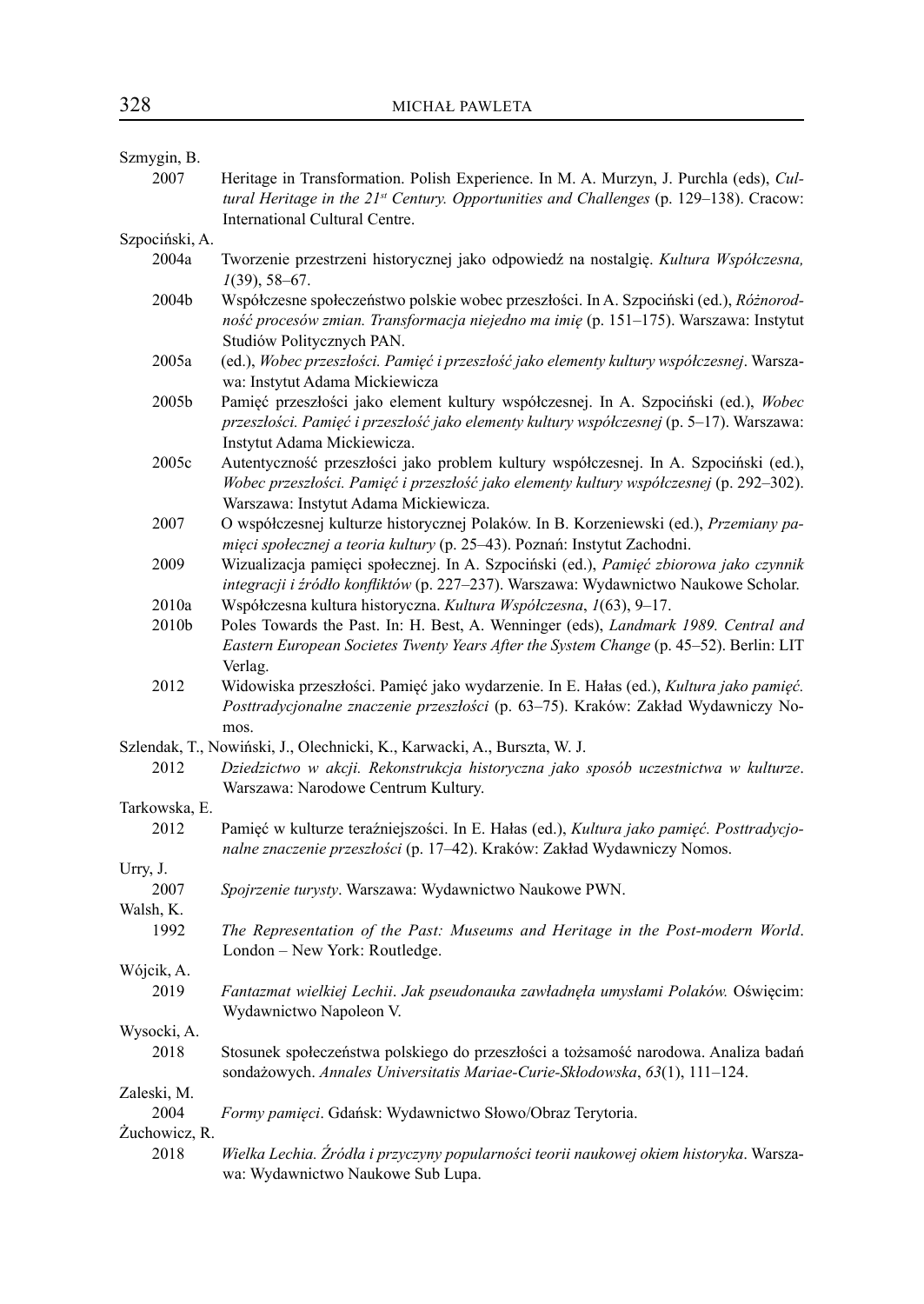Szmygin, B.

2007 Heritage in Transformation. Polish Experience. In M. A. Murzyn, J. Purchla (eds), *Cultural Heritage in the 21st Century. Opportunities and Challenges* (p. 129–138). Cracow: International Cultural Centre.

Szpociński, A.

2004a Tworzenie przestrzeni historycznej jako odpowiedź na nostalgię. *Kultura Współczesna, 1*(39), 58–67.

2004b Współczesne społeczeństwo polskie wobec przeszłości. In A. Szpociński (ed.), *Różnorodność procesów zmian. Transformacja niejedno ma imię* (p. 151–175). Warszawa: Instytut Studiów Politycznych PAN.

2005a (ed.), *Wobec przeszłości. Pamięć i przeszłość jako elementy kultury współczesnej*. Warszawa: Instytut Adama Mickiewicza

2005b Pamięć przeszłości jako element kultury współczesnej. In A. Szpociński (ed.), *Wobec przeszłości. Pamięć i przeszłość jako elementy kultury współczesnej* (p. 5–17). Warszawa: Instytut Adama Mickiewicza.

2005c Autentyczność przeszłości jako problem kultury współczesnej. In A. Szpociński (ed.), *Wobec przeszłości. Pamięć i przeszłość jako elementy kultury współczesnej* (p. 292–302). Warszawa: Instytut Adama Mickiewicza.

2007 O współczesnej kulturze historycznej Polaków. In B. Korzeniewski (ed.), *Przemiany pamięci społecznej a teoria kultury* (p. 25–43). Poznań: Instytut Zachodni.

2009 Wizualizacja pamięci społecznej. In A. Szpociński (ed.), *Pamięć zbiorowa jako czynnik integracji i źródło konfliktów* (p. 227–237). Warszawa: Wydawnictwo Naukowe Scholar.

2010a Współczesna kultura historyczna. *Kultura Współczesna*, *1*(63), 9–17.

2010b Poles Towards the Past. In: H. Best, A. Wenninger (eds), *Landmark 1989. Central and Eastern European Societes Twenty Years After the System Change* (p. 45–52). Berlin: LIT Verlag.

2012 Widowiska przeszłości. Pamięć jako wydarzenie. In E. Hałas (ed.), *Kultura jako pamięć. Posttradycjonalne znaczenie przeszłości* (p. 63–75). Kraków: Zakład Wydawniczy Nomos.

Szlendak, T., Nowiński, J., Olechnicki, K., Karwacki, A., Burszta, W. J.

2012 *Dziedzictwo w akcji. Rekonstrukcja historyczna jako sposób uczestnictwa w kulturze*. Warszawa: Narodowe Centrum Kultury.

Tarkowska, E.

2012 Pamięć w kulturze teraźniejszości. In E. Hałas (ed.), *Kultura jako pamięć. Posttradycjonalne znaczenie przeszłości* (p. 17–42). Kraków: Zakład Wydawniczy Nomos.

Urry, J.

2007 *Spojrzenie turysty*. Warszawa: Wydawnictwo Naukowe PWN.

Walsh, K.

1992 *The Representation of the Past: Museums and Heritage in the Post-modern World*. London – New York: Routledge.

Wójcik, A.

2019 *Fantazmat wielkiej Lechii. Jak pseudonauka zawładnęła umysłami Polaków.* Oświęcim: Wydawnictwo Napoleon V.

Wysocki, A.

2018 Stosunek społeczeństwa polskiego do przeszłości a tożsamość narodowa. Analiza badań sondażowych. *Annales Universitatis Mariae-Curie-Skłodowska*, *63*(1), 111–124.

Zaleski, M.

2004 *Formy pamięci*. Gdańsk: Wydawnictwo Słowo/Obraz Terytoria.

Żuchowicz, R.

2018 *Wielka Lechia. Źródła i przyczyny popularności teorii naukowej okiem historyka*. Warszawa: Wydawnictwo Naukowe Sub Lupa.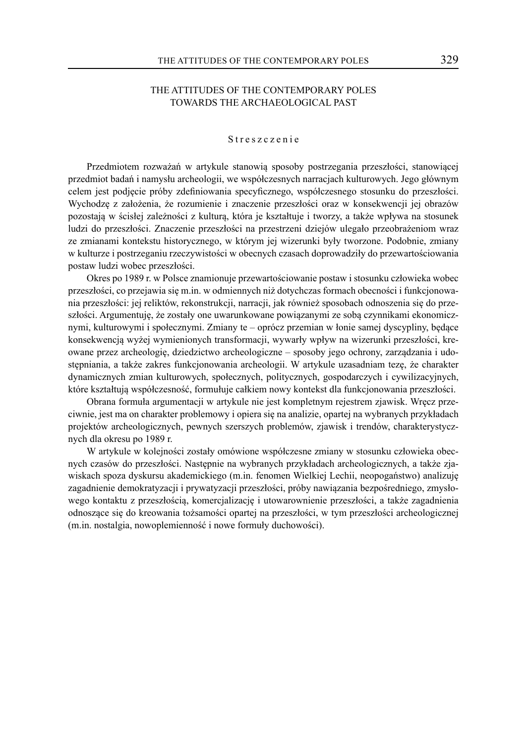## THE ATTITUDES OF THE CONTEMPORARY POLES TOWARDS THE ARCHAEOLOGICAL PAST

### Streszczenie

Przedmiotem rozważań w artykule stanowią sposoby postrzegania przeszłości, stanowiącej przedmiot badań i namysłu archeologii, we współczesnych narracjach kulturowych. Jego głównym celem jest podjęcie próby zdefiniowania specyficznego, współczesnego stosunku do przeszłości. Wychodzę z założenia, że rozumienie i znaczenie przeszłości oraz w konsekwencji jej obrazów pozostają w ścisłej zależności z kulturą, która je kształtuje i tworzy, a także wpływa na stosunek ludzi do przeszłości. Znaczenie przeszłości na przestrzeni dziejów ulegało przeobrażeniom wraz ze zmianami kontekstu historycznego, w którym jej wizerunki były tworzone. Podobnie, zmiany w kulturze i postrzeganiu rzeczywistości w obecnych czasach doprowadziły do przewartościowania postaw ludzi wobec przeszłości.

Okres po 1989 r. w Polsce znamionuje przewartościowanie postaw i stosunku człowieka wobec przeszłości, co przejawia się m.in. w odmiennych niż dotychczas formach obecności i funkcjonowania przeszłości: jej reliktów, rekonstrukcji, narracji, jak również sposobach odnoszenia się do przeszłości. Argumentuję, że zostały one uwarunkowane powiązanymi ze sobą czynnikami ekonomicznymi, kulturowymi i społecznymi. Zmiany te – oprócz przemian w łonie samej dyscypliny, będące konsekwencją wyżej wymienionych transformacji, wywarły wpływ na wizerunki przeszłości, kreowane przez archeologię, dziedzictwo archeologiczne – sposoby jego ochrony, zarządzania i udostępniania, a także zakres funkcjonowania archeologii. W artykule uzasadniam tezę, że charakter dynamicznych zmian kulturowych, społecznych, politycznych, gospodarczych i cywilizacyjnych, które kształtują współczesność, formułuje całkiem nowy kontekst dla funkcjonowania przeszłości.

Obrana formuła argumentacji w artykule nie jest kompletnym rejestrem zjawisk. Wręcz przeciwnie, jest ma on charakter problemowy i opiera się na analizie, opartej na wybranych przykładach projektów archeologicznych, pewnych szerszych problemów, zjawisk i trendów, charakterystycznych dla okresu po 1989 r.

W artykule w kolejności zostały omówione współczesne zmiany w stosunku człowieka obecnych czasów do przeszłości. Następnie na wybranych przykładach archeologicznych, a także zjawiskach spoza dyskursu akademickiego (m.in. fenomen Wielkiej Lechii, neopogaństwo) analizuję zagadnienie demokratyzacji i prywatyzacji przeszłości, próby nawiązania bezpośredniego, zmysłowego kontaktu z przeszłością, komercjalizację i utowarowienie przeszłości, a także zagadnienia odnoszące się do kreowania tożsamości opartej na przeszłości, w tym przeszłości archeologicznej (m.in. nostalgia, nowoplemienność i nowe formuły duchowości).